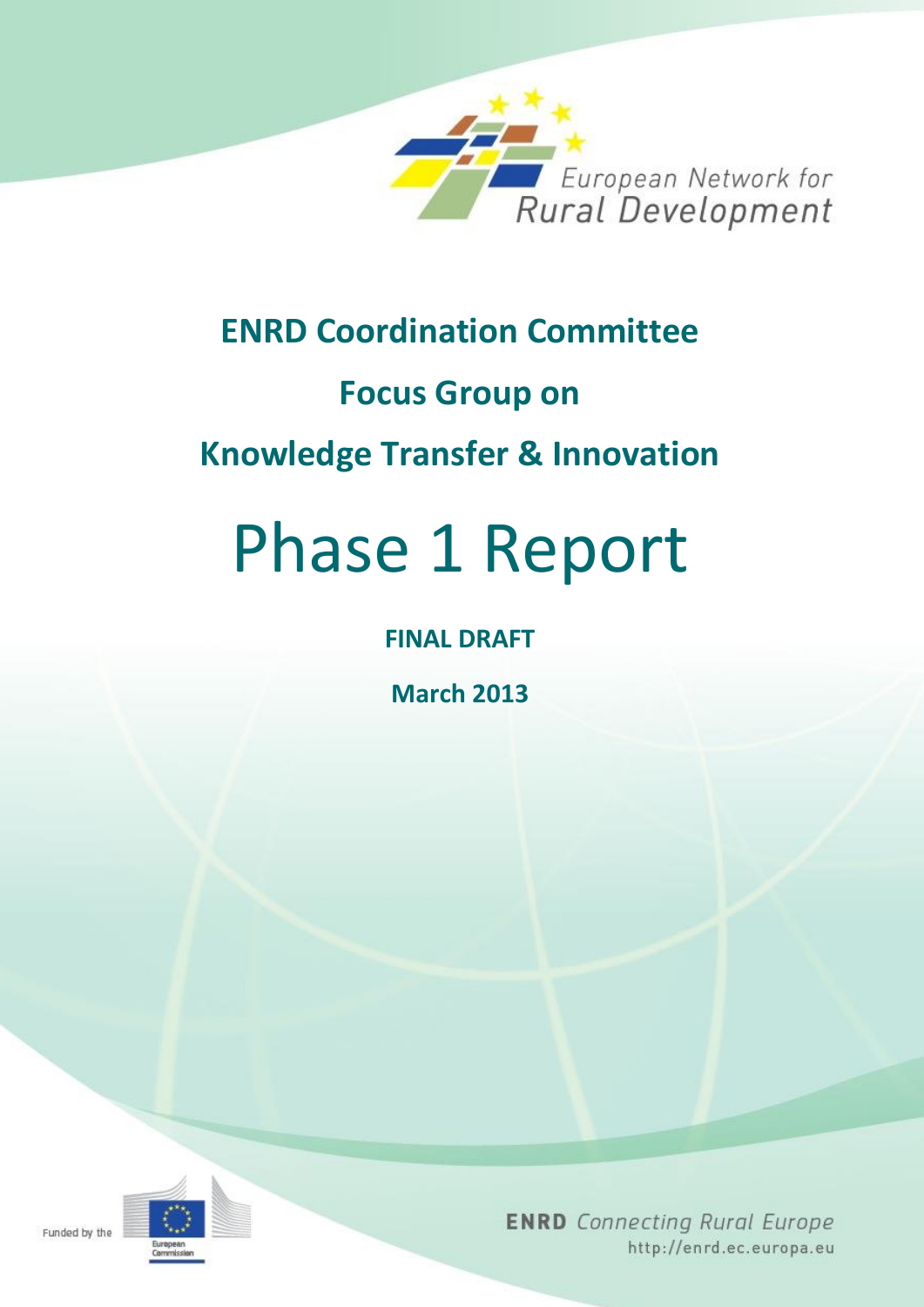European Network for Rural Development

# ENRD Coordination Committee

# Focus Group on

# Knowledge Transfer & Innovation

# Phase 1 Report

**FINAL DRAFT**

**March 2013**

Funded by the European Commission

**ENRD** *Connecting Rural Europe*
http://enrd.ec.europa.eu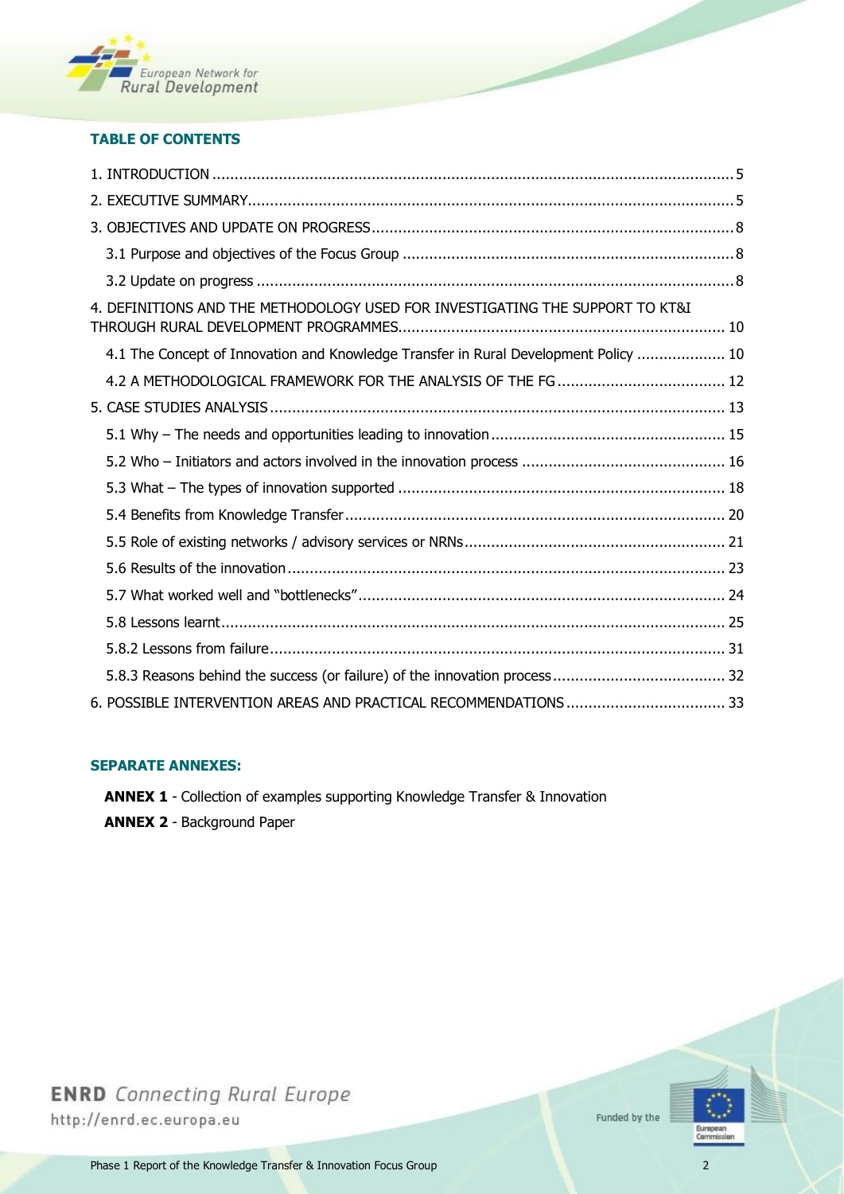## TABLE OF CONTENTS

1. INTRODUCTION ..... 5
2. EXECUTIVE SUMMARY..... 5
3. OBJECTIVES AND UPDATE ON PROGRESS..... 8
   - 3.1 Purpose and objectives of the Focus Group ..... 8
   - 3.2 Update on progress ..... 8
4. DEFINITIONS AND THE METHODOLOGY USED FOR INVESTIGATING THE SUPPORT TO KT&I THROUGH RURAL DEVELOPMENT PROGRAMMES..... 10
   - 4.1 The Concept of Innovation and Knowledge Transfer in Rural Development Policy ..... 10
   - 4.2 A METHODOLOGICAL FRAMEWORK FOR THE ANALYSIS OF THE FG ..... 12
5. CASE STUDIES ANALYSIS ..... 13
   - 5.1 Why – The needs and opportunities leading to innovation ..... 15
   - 5.2 Who – Initiators and actors involved in the innovation process ..... 16
   - 5.3 What – The types of innovation supported ..... 18
   - 5.4 Benefits from Knowledge Transfer ..... 20
   - 5.5 Role of existing networks / advisory services or NRNs ..... 21
   - 5.6 Results of the innovation ..... 23
   - 5.7 What worked well and "bottlenecks" ..... 24
   - 5.8 Lessons learnt ..... 25
   - 5.8.2 Lessons from failure ..... 31
   - 5.8.3 Reasons behind the success (or failure) of the innovation process ..... 32
6. POSSIBLE INTERVENTION AREAS AND PRACTICAL RECOMMENDATIONS ..... 33

## SEPARATE ANNEXES:

**ANNEX 1** - Collection of examples supporting Knowledge Transfer & Innovation

**ANNEX 2** - Background Paper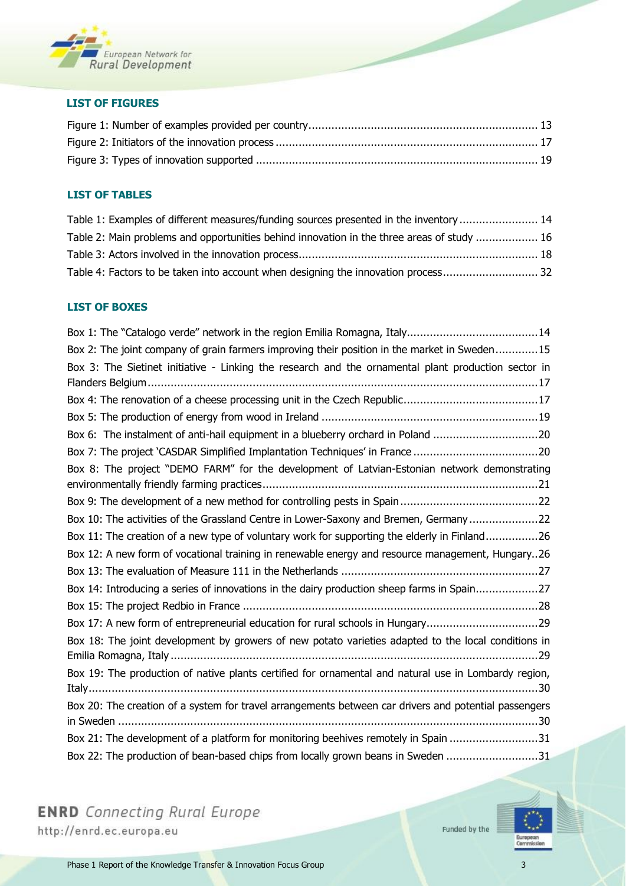### LIST OF FIGURES

Figure 1: Number of examples provided per country ..................................................................... 13
Figure 2: Initiators of the innovation process ................................................................................ 17
Figure 3: Types of innovation supported ...................................................................................... 19

### LIST OF TABLES

Table 1: Examples of different measures/funding sources presented in the inventory ........................ 14
Table 2: Main problems and opportunities behind innovation in the three areas of study ................... 16
Table 3: Actors involved in the innovation process........................................................................ 18
Table 4: Factors to be taken into account when designing the innovation process............................. 32

### LIST OF BOXES

Box 1: The "Catalogo verde" network in the region Emilia Romagna, Italy........................................14
Box 2: The joint company of grain farmers improving their position in the market in Sweden.............15
Box 3: The Sietinet initiative - Linking the research and the ornamental plant production sector in Flanders Belgium ......................................................................................................................17
Box 4: The renovation of a cheese processing unit in the Czech Republic.........................................17
Box 5: The production of energy from wood in Ireland ..................................................................19
Box 6: The instalment of anti-hail equipment in a blueberry orchard in Poland ................................20
Box 7: The project 'CASDAR Simplified Implantation Techniques' in France ......................................20
Box 8: The project "DEMO FARM" for the development of Latvian-Estonian network demonstrating environmentally friendly farming practices....................................................................................21
Box 9: The development of a new method for controlling pests in Spain ..........................................22
Box 10: The activities of the Grassland Centre in Lower-Saxony and Bremen, Germany .....................22
Box 11: The creation of a new type of voluntary work for supporting the elderly in Finland................26
Box 12: A new form of vocational training in renewable energy and resource management, Hungary..26
Box 13: The evaluation of Measure 111 in the Netherlands ............................................................27
Box 14: Introducing a series of innovations in the dairy production sheep farms in Spain...................27
Box 15: The project Redbio in France ..........................................................................................28
Box 17: A new form of entrepreneurial education for rural schools in Hungary..................................29
Box 18: The joint development by growers of new potato varieties adapted to the local conditions in Emilia Romagna, Italy ................................................................................................................29
Box 19: The production of native plants certified for ornamental and natural use in Lombardy region, Italy.........................................................................................................................................30
Box 20: The creation of a system for travel arrangements between car drivers and potential passengers in Sweden ................................................................................................................................30
Box 21: The development of a platform for monitoring beehives remotely in Spain ...........................31
Box 22: The production of bean-based chips from locally grown beans in Sweden ............................31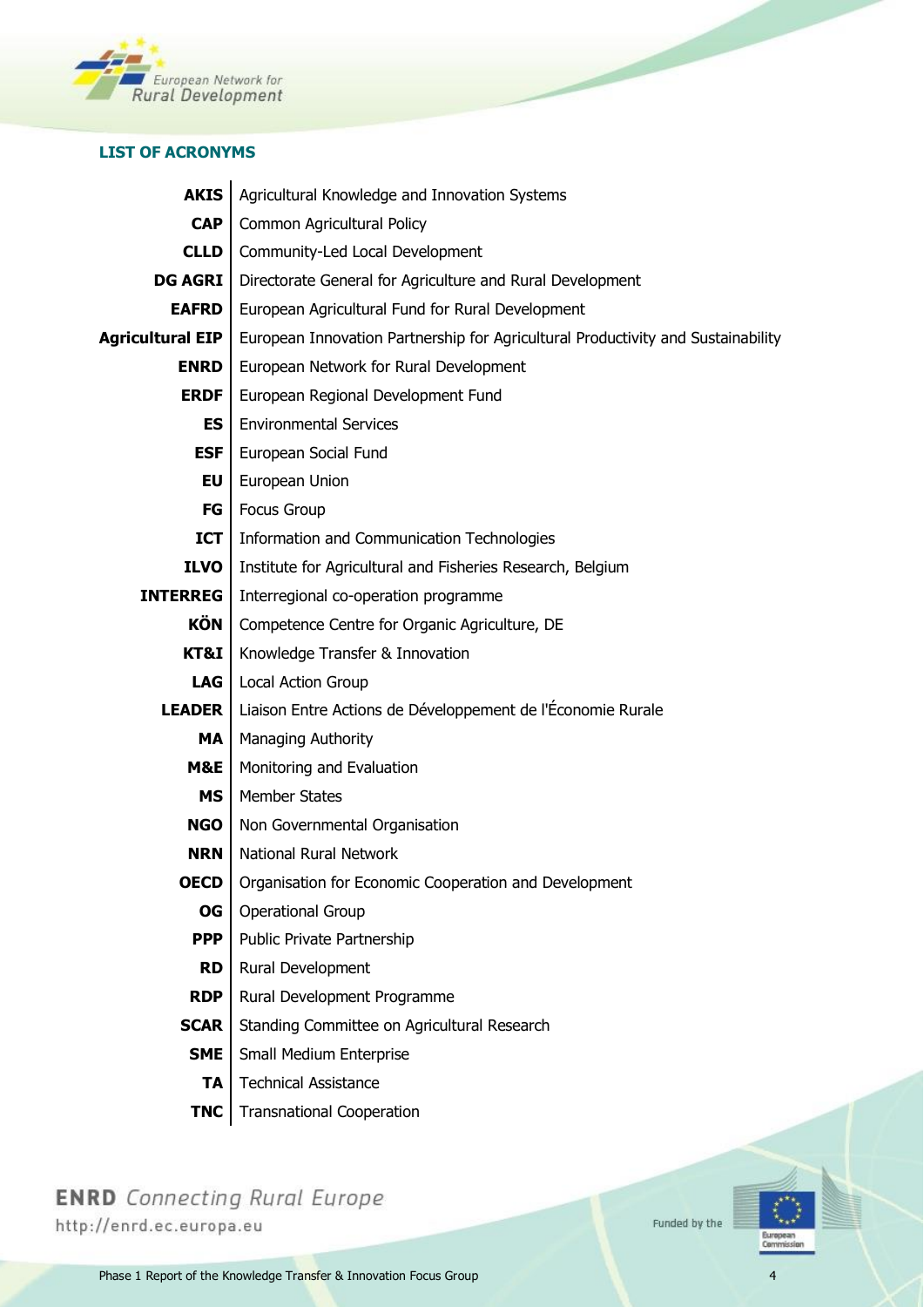## LIST OF ACRONYMS

| | |
|---|---|
| **AKIS** | Agricultural Knowledge and Innovation Systems |
| **CAP** | Common Agricultural Policy |
| **CLLD** | Community-Led Local Development |
| **DG AGRI** | Directorate General for Agriculture and Rural Development |
| **EAFRD** | European Agricultural Fund for Rural Development |
| **Agricultural EIP** | European Innovation Partnership for Agricultural Productivity and Sustainability |
| **ENRD** | European Network for Rural Development |
| **ERDF** | European Regional Development Fund |
| **ES** | Environmental Services |
| **ESF** | European Social Fund |
| **EU** | European Union |
| **FG** | Focus Group |
| **ICT** | Information and Communication Technologies |
| **ILVO** | Institute for Agricultural and Fisheries Research, Belgium |
| **INTERREG** | Interregional co-operation programme |
| **KÖN** | Competence Centre for Organic Agriculture, DE |
| **KT&I** | Knowledge Transfer & Innovation |
| **LAG** | Local Action Group |
| **LEADER** | Liaison Entre Actions de Développement de l'Économie Rurale |
| **MA** | Managing Authority |
| **M&E** | Monitoring and Evaluation |
| **MS** | Member States |
| **NGO** | Non Governmental Organisation |
| **NRN** | National Rural Network |
| **OECD** | Organisation for Economic Cooperation and Development |
| **OG** | Operational Group |
| **PPP** | Public Private Partnership |
| **RD** | Rural Development |
| **RDP** | Rural Development Programme |
| **SCAR** | Standing Committee on Agricultural Research |
| **SME** | Small Medium Enterprise |
| **TA** | Technical Assistance |
| **TNC** | Transnational Cooperation |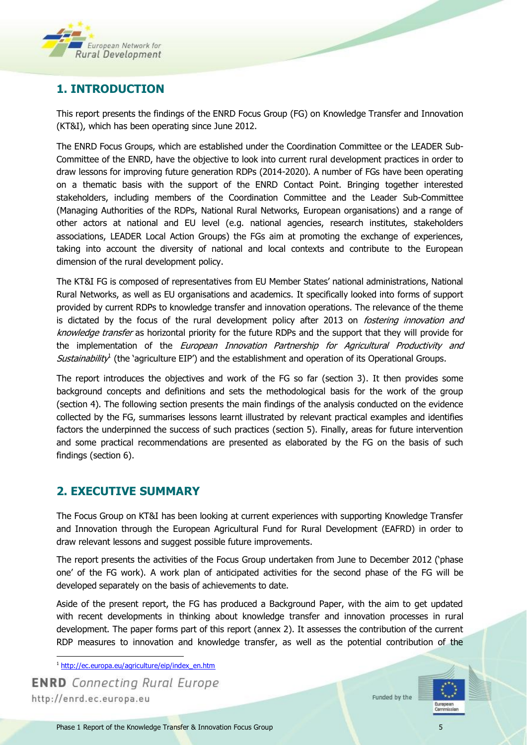## 1. INTRODUCTION

This report presents the findings of the ENRD Focus Group (FG) on Knowledge Transfer and Innovation (KT&I), which has been operating since June 2012.

The ENRD Focus Groups, which are established under the Coordination Committee or the LEADER Sub-Committee of the ENRD, have the objective to look into current rural development practices in order to draw lessons for improving future generation RDPs (2014-2020). A number of FGs have been operating on a thematic basis with the support of the ENRD Contact Point. Bringing together interested stakeholders, including members of the Coordination Committee and the Leader Sub-Committee (Managing Authorities of the RDPs, National Rural Networks, European organisations) and a range of other actors at national and EU level (e.g. national agencies, research institutes, stakeholders associations, LEADER Local Action Groups) the FGs aim at promoting the exchange of experiences, taking into account the diversity of national and local contexts and contribute to the European dimension of the rural development policy.

The KT&I FG is composed of representatives from EU Member States' national administrations, National Rural Networks, as well as EU organisations and academics. It specifically looked into forms of support provided by current RDPs to knowledge transfer and innovation operations. The relevance of the theme is dictated by the focus of the rural development policy after 2013 on *fostering innovation and knowledge transfer* as horizontal priority for the future RDPs and the support that they will provide for the implementation of the *European Innovation Partnership for Agricultural Productivity and Sustainability*[1] (the 'agriculture EIP') and the establishment and operation of its Operational Groups.

The report introduces the objectives and work of the FG so far (section 3). It then provides some background concepts and definitions and sets the methodological basis for the work of the group (section 4). The following section presents the main findings of the analysis conducted on the evidence collected by the FG, summarises lessons learnt illustrated by relevant practical examples and identifies factors the underpinned the success of such practices (section 5). Finally, areas for future intervention and some practical recommendations are presented as elaborated by the FG on the basis of such findings (section 6).

## 2. EXECUTIVE SUMMARY

The Focus Group on KT&I has been looking at current experiences with supporting Knowledge Transfer and Innovation through the European Agricultural Fund for Rural Development (EAFRD) in order to draw relevant lessons and suggest possible future improvements.

The report presents the activities of the Focus Group undertaken from June to December 2012 ('phase one' of the FG work). A work plan of anticipated activities for the second phase of the FG will be developed separately on the basis of achievements to date.

Aside of the present report, the FG has produced a Background Paper, with the aim to get updated with recent developments in thinking about knowledge transfer and innovation processes in rural development. The paper forms part of this report (annex 2). It assesses the contribution of the current RDP measures to innovation and knowledge transfer, as well as the potential contribution of the

[1] http://ec.europa.eu/agriculture/eip/index_en.htm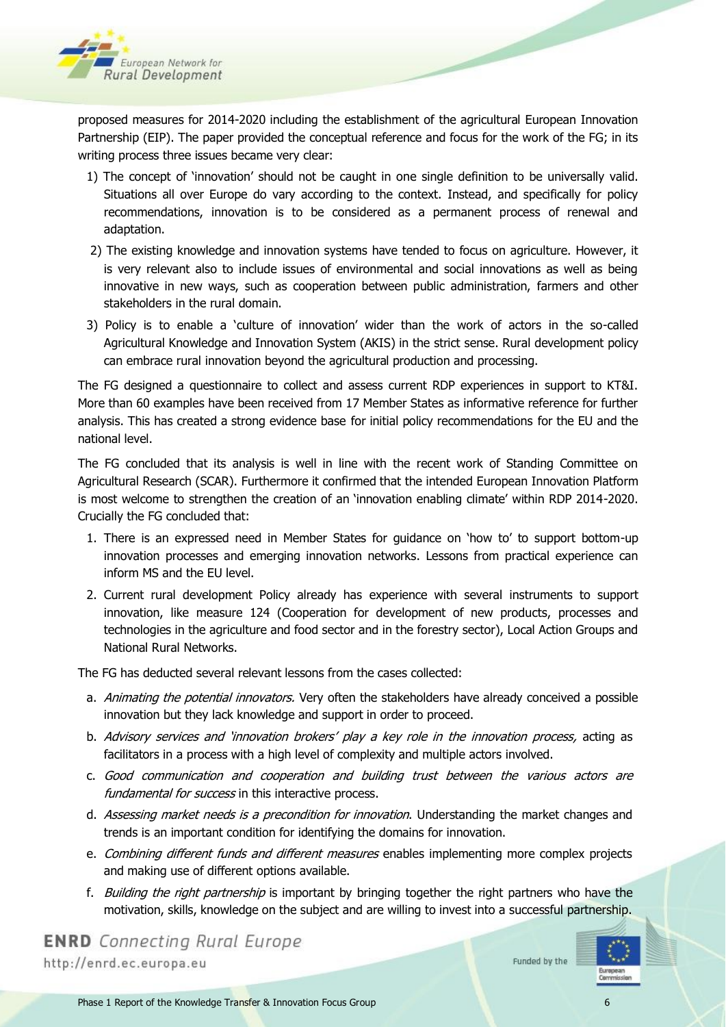proposed measures for 2014-2020 including the establishment of the agricultural European Innovation Partnership (EIP). The paper provided the conceptual reference and focus for the work of the FG; in its writing process three issues became very clear:

1) The concept of 'innovation' should not be caught in one single definition to be universally valid. Situations all over Europe do vary according to the context. Instead, and specifically for policy recommendations, innovation is to be considered as a permanent process of renewal and adaptation.
2) The existing knowledge and innovation systems have tended to focus on agriculture. However, it is very relevant also to include issues of environmental and social innovations as well as being innovative in new ways, such as cooperation between public administration, farmers and other stakeholders in the rural domain.
3) Policy is to enable a 'culture of innovation' wider than the work of actors in the so-called Agricultural Knowledge and Innovation System (AKIS) in the strict sense. Rural development policy can embrace rural innovation beyond the agricultural production and processing.

The FG designed a questionnaire to collect and assess current RDP experiences in support to KT&I. More than 60 examples have been received from 17 Member States as informative reference for further analysis. This has created a strong evidence base for initial policy recommendations for the EU and the national level.

The FG concluded that its analysis is well in line with the recent work of Standing Committee on Agricultural Research (SCAR). Furthermore it confirmed that the intended European Innovation Platform is most welcome to strengthen the creation of an 'innovation enabling climate' within RDP 2014-2020. Crucially the FG concluded that:

1. There is an expressed need in Member States for guidance on 'how to' to support bottom-up innovation processes and emerging innovation networks. Lessons from practical experience can inform MS and the EU level.
2. Current rural development Policy already has experience with several instruments to support innovation, like measure 124 (Cooperation for development of new products, processes and technologies in the agriculture and food sector and in the forestry sector), Local Action Groups and National Rural Networks.

The FG has deducted several relevant lessons from the cases collected:

a. *Animating the potential innovators.* Very often the stakeholders have already conceived a possible innovation but they lack knowledge and support in order to proceed.
b. *Advisory services and 'innovation brokers' play a key role in the innovation process,* acting as facilitators in a process with a high level of complexity and multiple actors involved.
c. *Good communication and cooperation and building trust between the various actors are fundamental for success* in this interactive process.
d. *Assessing market needs is a precondition for innovation.* Understanding the market changes and trends is an important condition for identifying the domains for innovation.
e. *Combining different funds and different measures* enables implementing more complex projects and making use of different options available.
f. *Building the right partnership* is important by bringing together the right partners who have the motivation, skills, knowledge on the subject and are willing to invest into a successful partnership.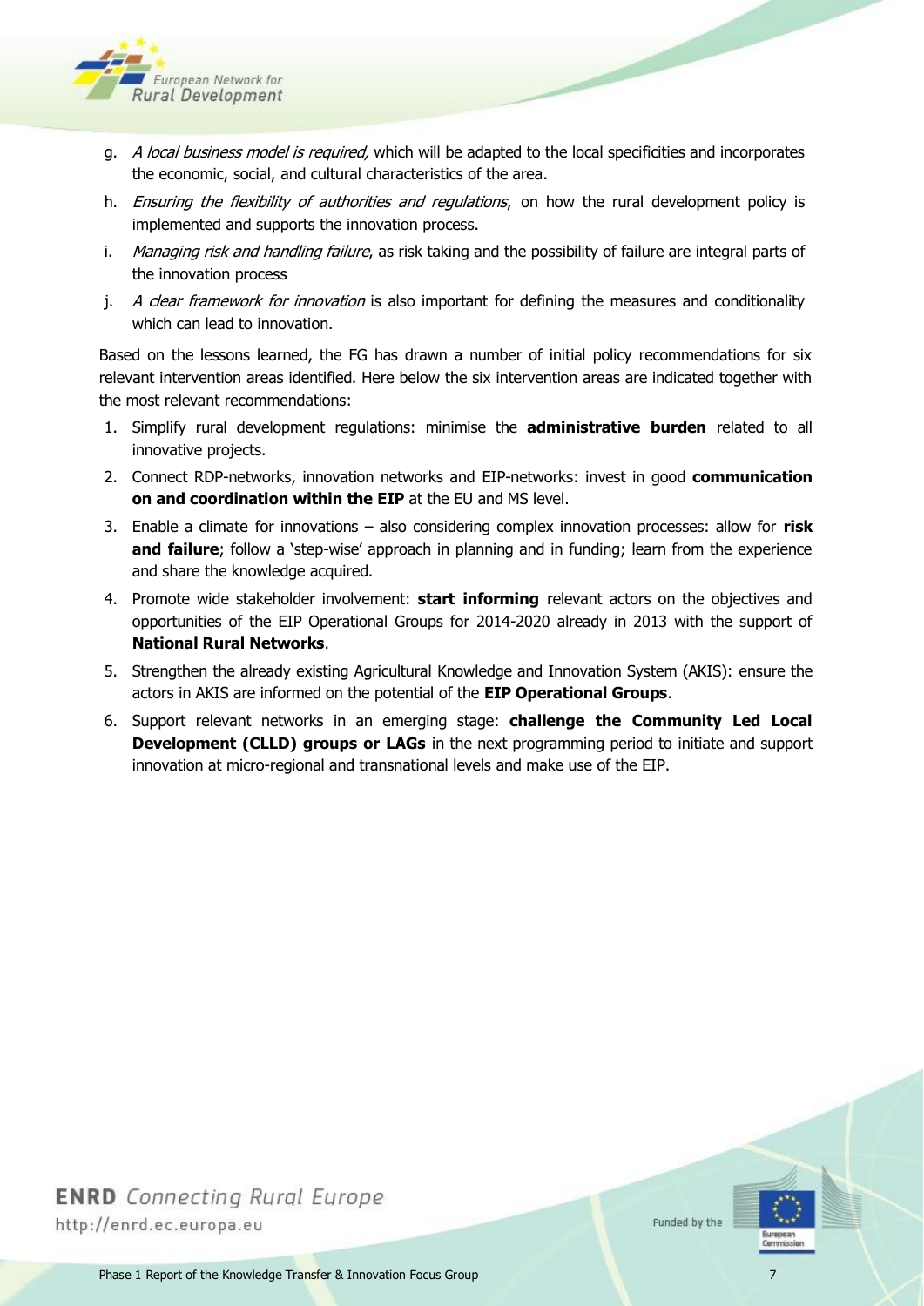g. *A local business model is required,* which will be adapted to the local specificities and incorporates the economic, social, and cultural characteristics of the area.
h. *Ensuring the flexibility of authorities and regulations*, on how the rural development policy is implemented and supports the innovation process.
i. *Managing risk and handling failure*, as risk taking and the possibility of failure are integral parts of the innovation process
j. *A clear framework for innovation* is also important for defining the measures and conditionality which can lead to innovation.

Based on the lessons learned, the FG has drawn a number of initial policy recommendations for six relevant intervention areas identified. Here below the six intervention areas are indicated together with the most relevant recommendations:

1. Simplify rural development regulations: minimise the **administrative burden** related to all innovative projects.
2. Connect RDP-networks, innovation networks and EIP-networks: invest in good **communication on and coordination within the EIP** at the EU and MS level.
3. Enable a climate for innovations – also considering complex innovation processes: allow for **risk and failure**; follow a 'step-wise' approach in planning and in funding; learn from the experience and share the knowledge acquired.
4. Promote wide stakeholder involvement: **start informing** relevant actors on the objectives and opportunities of the EIP Operational Groups for 2014-2020 already in 2013 with the support of **National Rural Networks**.
5. Strengthen the already existing Agricultural Knowledge and Innovation System (AKIS): ensure the actors in AKIS are informed on the potential of the **EIP Operational Groups**.
6. Support relevant networks in an emerging stage: **challenge the Community Led Local Development (CLLD) groups or LAGs** in the next programming period to initiate and support innovation at micro-regional and transnational levels and make use of the EIP.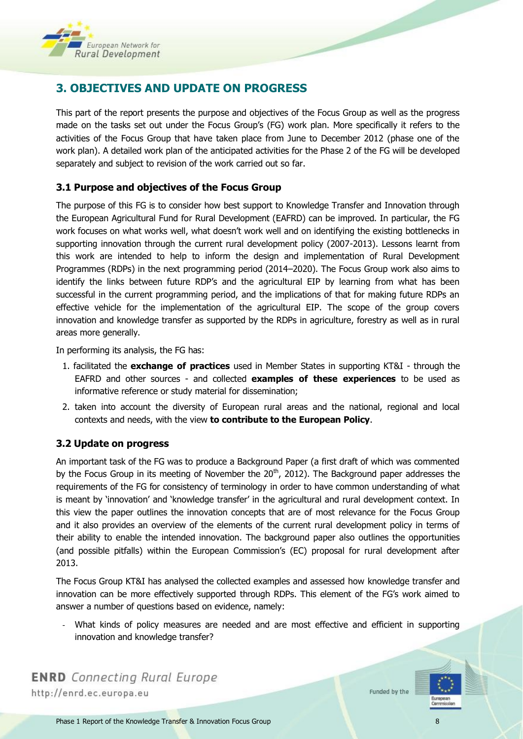## 3. OBJECTIVES AND UPDATE ON PROGRESS

This part of the report presents the purpose and objectives of the Focus Group as well as the progress made on the tasks set out under the Focus Group's (FG) work plan. More specifically it refers to the activities of the Focus Group that have taken place from June to December 2012 (phase one of the work plan). A detailed work plan of the anticipated activities for the Phase 2 of the FG will be developed separately and subject to revision of the work carried out so far.

### 3.1 Purpose and objectives of the Focus Group

The purpose of this FG is to consider how best support to Knowledge Transfer and Innovation through the European Agricultural Fund for Rural Development (EAFRD) can be improved. In particular, the FG work focuses on what works well, what doesn't work well and on identifying the existing bottlenecks in supporting innovation through the current rural development policy (2007-2013). Lessons learnt from this work are intended to help to inform the design and implementation of Rural Development Programmes (RDPs) in the next programming period (2014–2020). The Focus Group work also aims to identify the links between future RDP's and the agricultural EIP by learning from what has been successful in the current programming period, and the implications of that for making future RDPs an effective vehicle for the implementation of the agricultural EIP. The scope of the group covers innovation and knowledge transfer as supported by the RDPs in agriculture, forestry as well as in rural areas more generally.

In performing its analysis, the FG has:

1. facilitated the **exchange of practices** used in Member States in supporting KT&I - through the EAFRD and other sources - and collected **examples of these experiences** to be used as informative reference or study material for dissemination;
2. taken into account the diversity of European rural areas and the national, regional and local contexts and needs, with the view **to contribute to the European Policy**.

### 3.2 Update on progress

An important task of the FG was to produce a Background Paper (a first draft of which was commented by the Focus Group in its meeting of November the 20th, 2012). The Background paper addresses the requirements of the FG for consistency of terminology in order to have common understanding of what is meant by 'innovation' and 'knowledge transfer' in the agricultural and rural development context. In this view the paper outlines the innovation concepts that are of most relevance for the Focus Group and it also provides an overview of the elements of the current rural development policy in terms of their ability to enable the intended innovation. The background paper also outlines the opportunities (and possible pitfalls) within the European Commission's (EC) proposal for rural development after 2013.

The Focus Group KT&I has analysed the collected examples and assessed how knowledge transfer and innovation can be more effectively supported through RDPs. This element of the FG's work aimed to answer a number of questions based on evidence, namely:

- What kinds of policy measures are needed and are most effective and efficient in supporting innovation and knowledge transfer?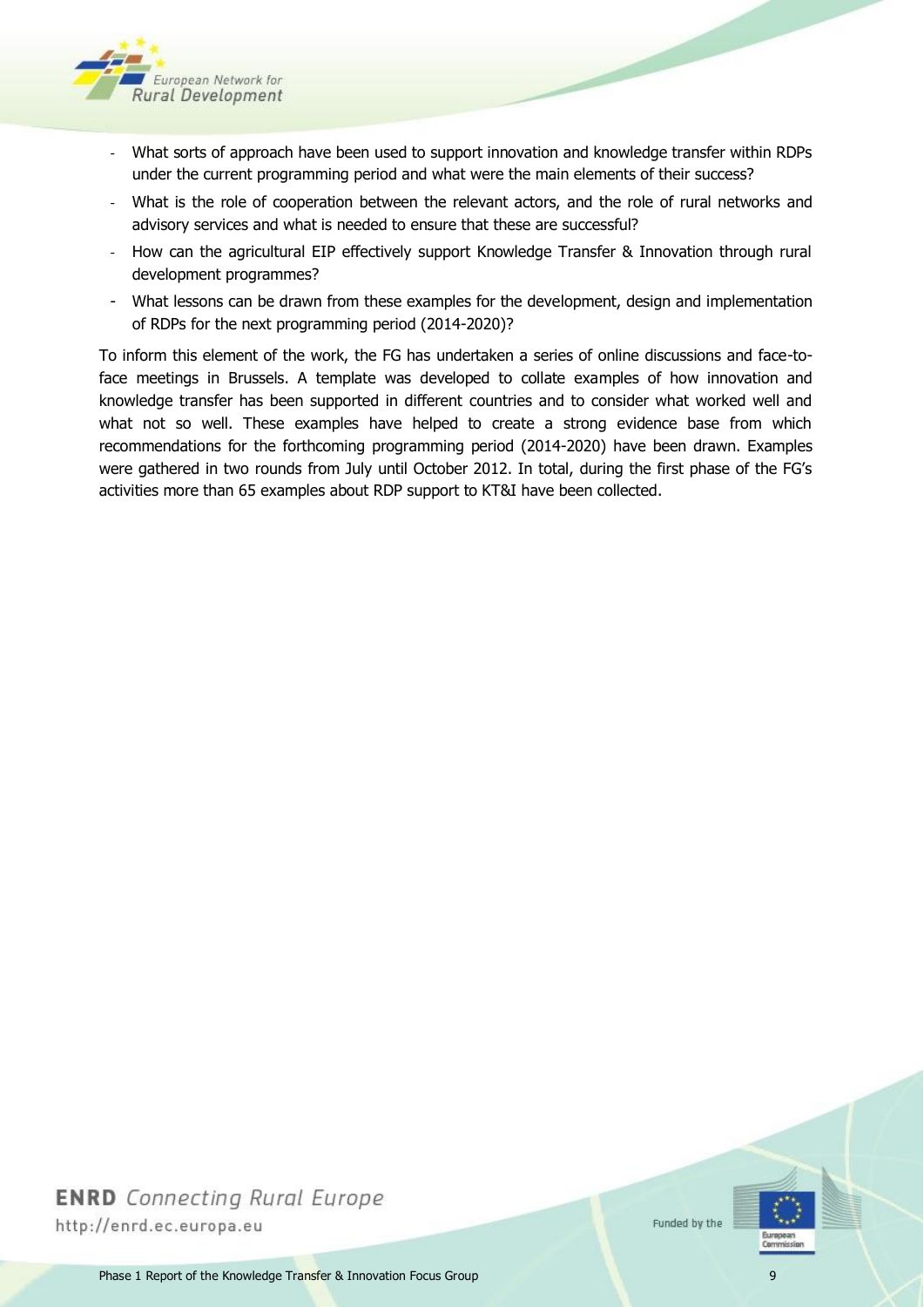- What sorts of approach have been used to support innovation and knowledge transfer within RDPs under the current programming period and what were the main elements of their success?
- What is the role of cooperation between the relevant actors, and the role of rural networks and advisory services and what is needed to ensure that these are successful?
- How can the agricultural EIP effectively support Knowledge Transfer & Innovation through rural development programmes?
- What lessons can be drawn from these examples for the development, design and implementation of RDPs for the next programming period (2014-2020)?

To inform this element of the work, the FG has undertaken a series of online discussions and face-to-face meetings in Brussels. A template was developed to collate examples of how innovation and knowledge transfer has been supported in different countries and to consider what worked well and what not so well. These examples have helped to create a strong evidence base from which recommendations for the forthcoming programming period (2014-2020) have been drawn. Examples were gathered in two rounds from July until October 2012. In total, during the first phase of the FG's activities more than 65 examples about RDP support to KT&I have been collected.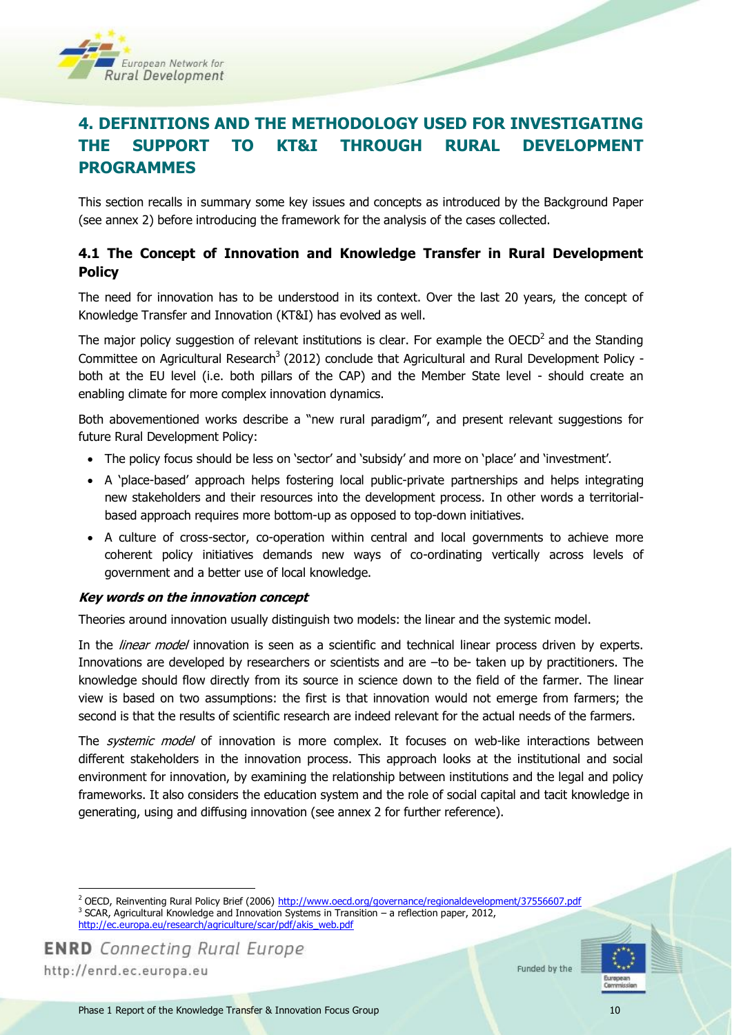# 4. DEFINITIONS AND THE METHODOLOGY USED FOR INVESTIGATING THE SUPPORT TO KT&I THROUGH RURAL DEVELOPMENT PROGRAMMES

This section recalls in summary some key issues and concepts as introduced by the Background Paper (see annex 2) before introducing the framework for the analysis of the cases collected.

## 4.1 The Concept of Innovation and Knowledge Transfer in Rural Development Policy

The need for innovation has to be understood in its context. Over the last 20 years, the concept of Knowledge Transfer and Innovation (KT&I) has evolved as well.

The major policy suggestion of relevant institutions is clear. For example the OECD[2] and the Standing Committee on Agricultural Research[3] (2012) conclude that Agricultural and Rural Development Policy - both at the EU level (i.e. both pillars of the CAP) and the Member State level - should create an enabling climate for more complex innovation dynamics.

Both abovementioned works describe a "new rural paradigm", and present relevant suggestions for future Rural Development Policy:

- The policy focus should be less on 'sector' and 'subsidy' and more on 'place' and 'investment'.
- A 'place-based' approach helps fostering local public-private partnerships and helps integrating new stakeholders and their resources into the development process. In other words a territorial-based approach requires more bottom-up as opposed to top-down initiatives.
- A culture of cross-sector, co-operation within central and local governments to achieve more coherent policy initiatives demands new ways of co-ordinating vertically across levels of government and a better use of local knowledge.

***Key words on the innovation concept***

Theories around innovation usually distinguish two models: the linear and the systemic model.

In the *linear model* innovation is seen as a scientific and technical linear process driven by experts. Innovations are developed by researchers or scientists and are –to be- taken up by practitioners. The knowledge should flow directly from its source in science down to the field of the farmer. The linear view is based on two assumptions: the first is that innovation would not emerge from farmers; the second is that the results of scientific research are indeed relevant for the actual needs of the farmers.

The *systemic model* of innovation is more complex. It focuses on web-like interactions between different stakeholders in the innovation process. This approach looks at the institutional and social environment for innovation, by examining the relationship between institutions and the legal and policy frameworks. It also considers the education system and the role of social capital and tacit knowledge in generating, using and diffusing innovation (see annex 2 for further reference).

---

[2] OECD, Reinventing Rural Policy Brief (2006) http://www.oecd.org/governance/regionaldevelopment/37556607.pdf

[3] SCAR, Agricultural Knowledge and Innovation Systems in Transition – a reflection paper, 2012, http://ec.europa.eu/research/agriculture/scar/pdf/akis_web.pdf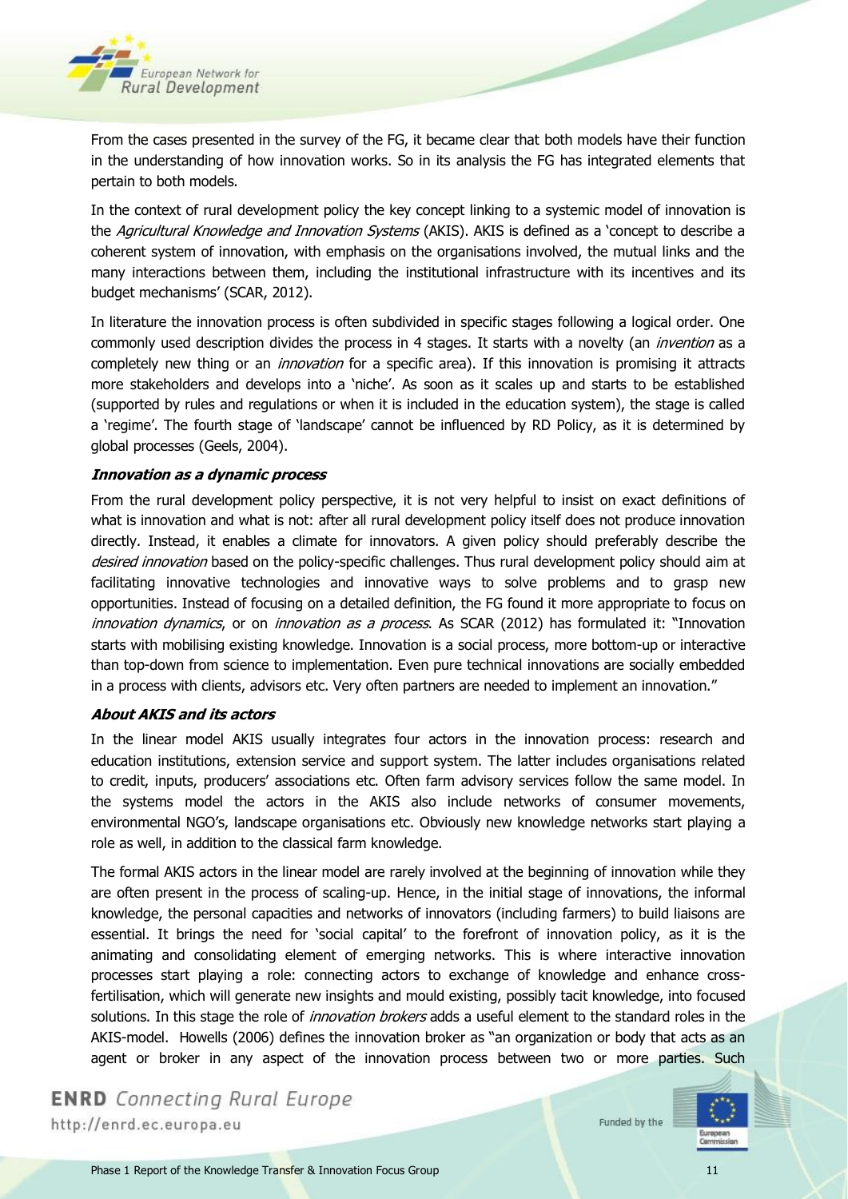From the cases presented in the survey of the FG, it became clear that both models have their function in the understanding of how innovation works. So in its analysis the FG has integrated elements that pertain to both models.

In the context of rural development policy the key concept linking to a systemic model of innovation is the *Agricultural Knowledge and Innovation Systems* (AKIS). AKIS is defined as a 'concept to describe a coherent system of innovation, with emphasis on the organisations involved, the mutual links and the many interactions between them, including the institutional infrastructure with its incentives and its budget mechanisms' (SCAR, 2012).

In literature the innovation process is often subdivided in specific stages following a logical order. One commonly used description divides the process in 4 stages. It starts with a novelty (an *invention* as a completely new thing or an *innovation* for a specific area). If this innovation is promising it attracts more stakeholders and develops into a 'niche'. As soon as it scales up and starts to be established (supported by rules and regulations or when it is included in the education system), the stage is called a 'regime'. The fourth stage of 'landscape' cannot be influenced by RD Policy, as it is determined by global processes (Geels, 2004).

***Innovation as a dynamic process***

From the rural development policy perspective, it is not very helpful to insist on exact definitions of what is innovation and what is not: after all rural development policy itself does not produce innovation directly. Instead, it enables a climate for innovators. A given policy should preferably describe the *desired innovation* based on the policy-specific challenges. Thus rural development policy should aim at facilitating innovative technologies and innovative ways to solve problems and to grasp new opportunities. Instead of focusing on a detailed definition, the FG found it more appropriate to focus on *innovation dynamics*, or on *innovation as a process*. As SCAR (2012) has formulated it: "Innovation starts with mobilising existing knowledge. Innovation is a social process, more bottom-up or interactive than top-down from science to implementation. Even pure technical innovations are socially embedded in a process with clients, advisors etc. Very often partners are needed to implement an innovation."

***About AKIS and its actors***

In the linear model AKIS usually integrates four actors in the innovation process: research and education institutions, extension service and support system. The latter includes organisations related to credit, inputs, producers' associations etc. Often farm advisory services follow the same model. In the systems model the actors in the AKIS also include networks of consumer movements, environmental NGO's, landscape organisations etc. Obviously new knowledge networks start playing a role as well, in addition to the classical farm knowledge.

The formal AKIS actors in the linear model are rarely involved at the beginning of innovation while they are often present in the process of scaling-up. Hence, in the initial stage of innovations, the informal knowledge, the personal capacities and networks of innovators (including farmers) to build liaisons are essential. It brings the need for 'social capital' to the forefront of innovation policy, as it is the animating and consolidating element of emerging networks. This is where interactive innovation processes start playing a role: connecting actors to exchange of knowledge and enhance cross-fertilisation, which will generate new insights and mould existing, possibly tacit knowledge, into focused solutions. In this stage the role of *innovation brokers* adds a useful element to the standard roles in the AKIS-model. Howells (2006) defines the innovation broker as "an organization or body that acts as an agent or broker in any aspect of the innovation process between two or more parties. Such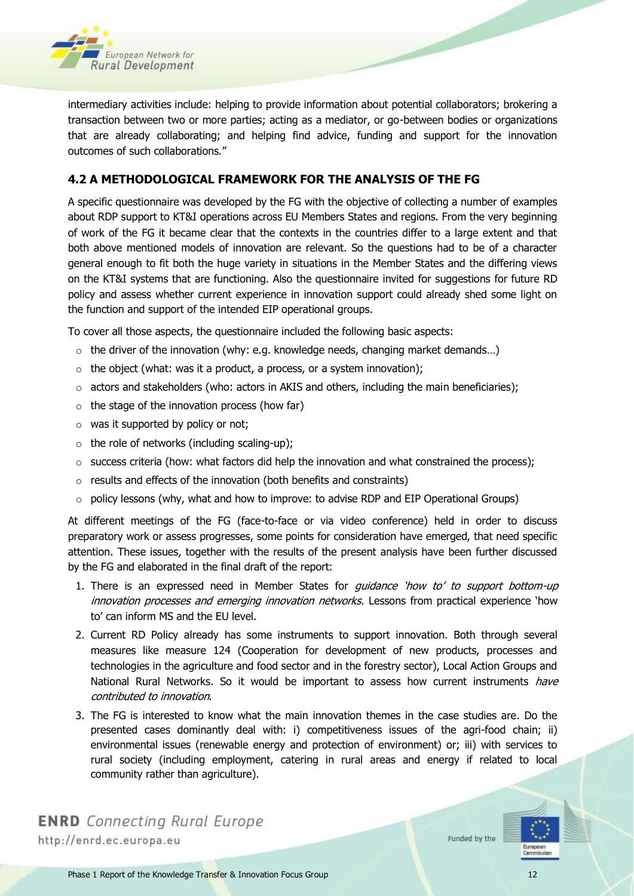intermediary activities include: helping to provide information about potential collaborators; brokering a transaction between two or more parties; acting as a mediator, or go-between bodies or organizations that are already collaborating; and helping find advice, funding and support for the innovation outcomes of such collaborations."

### 4.2 A METHODOLOGICAL FRAMEWORK FOR THE ANALYSIS OF THE FG

A specific questionnaire was developed by the FG with the objective of collecting a number of examples about RDP support to KT&I operations across EU Members States and regions. From the very beginning of work of the FG it became clear that the contexts in the countries differ to a large extent and that both above mentioned models of innovation are relevant. So the questions had to be of a character general enough to fit both the huge variety in situations in the Member States and the differing views on the KT&I systems that are functioning. Also the questionnaire invited for suggestions for future RD policy and assess whether current experience in innovation support could already shed some light on the function and support of the intended EIP operational groups.

To cover all those aspects, the questionnaire included the following basic aspects:

- the driver of the innovation (why: e.g. knowledge needs, changing market demands…)
- the object (what: was it a product, a process, or a system innovation);
- actors and stakeholders (who: actors in AKIS and others, including the main beneficiaries);
- the stage of the innovation process (how far)
- was it supported by policy or not;
- the role of networks (including scaling-up);
- success criteria (how: what factors did help the innovation and what constrained the process);
- results and effects of the innovation (both benefits and constraints)
- policy lessons (why, what and how to improve: to advise RDP and EIP Operational Groups)

At different meetings of the FG (face-to-face or via video conference) held in order to discuss preparatory work or assess progresses, some points for consideration have emerged, that need specific attention. These issues, together with the results of the present analysis have been further discussed by the FG and elaborated in the final draft of the report:

1. There is an expressed need in Member States for *guidance 'how to' to support bottom-up innovation processes and emerging innovation networks*. Lessons from practical experience 'how to' can inform MS and the EU level.
2. Current RD Policy already has some instruments to support innovation. Both through several measures like measure 124 (Cooperation for development of new products, processes and technologies in the agriculture and food sector and in the forestry sector), Local Action Groups and National Rural Networks. So it would be important to assess how current instruments *have contributed to innovation*.
3. The FG is interested to know what the main innovation themes in the case studies are. Do the presented cases dominantly deal with: i) competitiveness issues of the agri-food chain; ii) environmental issues (renewable energy and protection of environment) or; iii) with services to rural society (including employment, catering in rural areas and energy if related to local community rather than agriculture).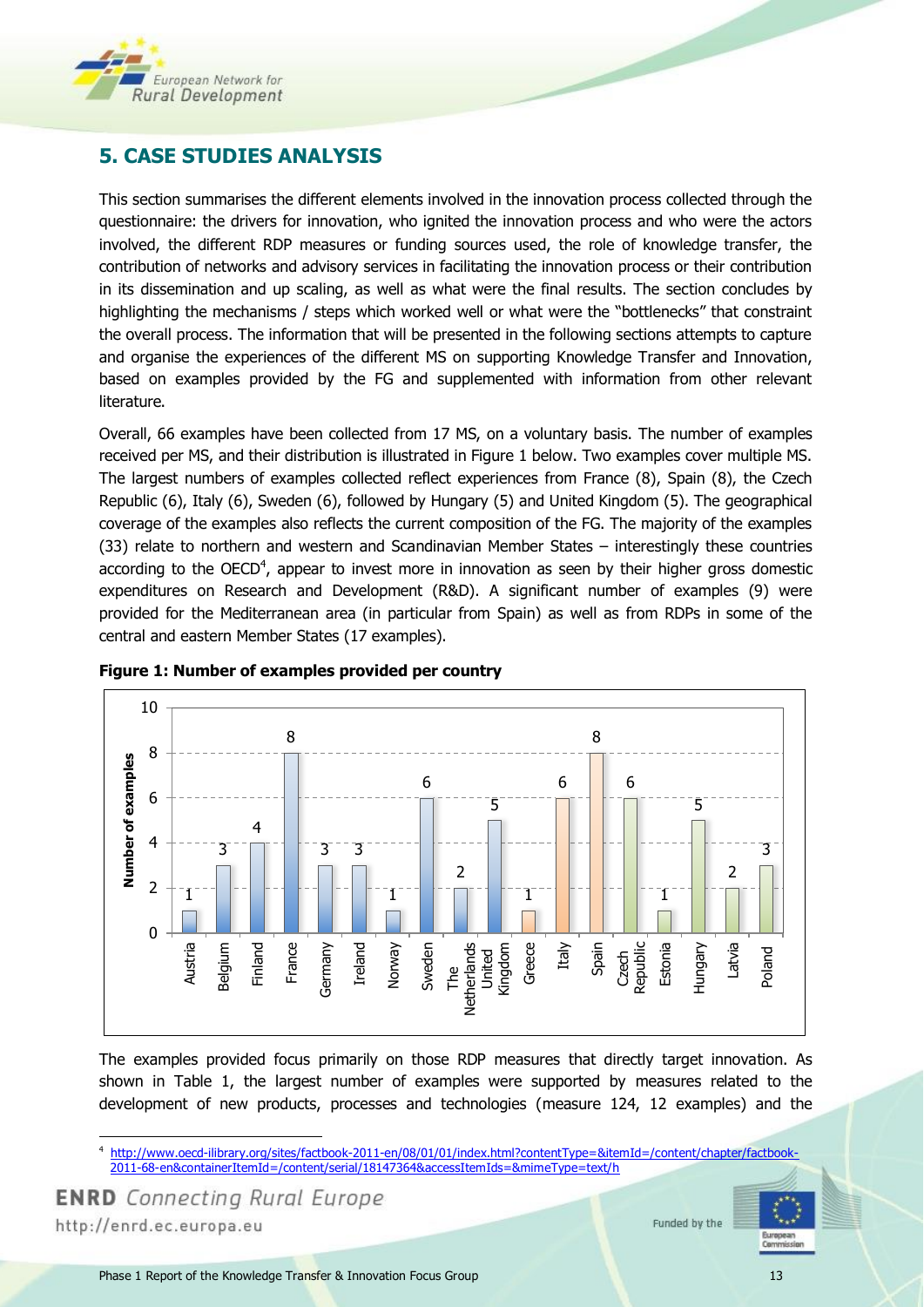## 5. CASE STUDIES ANALYSIS

This section summarises the different elements involved in the innovation process collected through the questionnaire: the drivers for innovation, who ignited the innovation process and who were the actors involved, the different RDP measures or funding sources used, the role of knowledge transfer, the contribution of networks and advisory services in facilitating the innovation process or their contribution in its dissemination and up scaling, as well as what were the final results. The section concludes by highlighting the mechanisms / steps which worked well or what were the "bottlenecks" that constraint the overall process. The information that will be presented in the following sections attempts to capture and organise the experiences of the different MS on supporting Knowledge Transfer and Innovation, based on examples provided by the FG and supplemented with information from other relevant literature.

Overall, 66 examples have been collected from 17 MS, on a voluntary basis. The number of examples received per MS, and their distribution is illustrated in Figure 1 below. Two examples cover multiple MS. The largest numbers of examples collected reflect experiences from France (8), Spain (8), the Czech Republic (6), Italy (6), Sweden (6), followed by Hungary (5) and United Kingdom (5). The geographical coverage of the examples also reflects the current composition of the FG. The majority of the examples (33) relate to northern and western and Scandinavian Member States – interestingly these countries according to the OECD[4], appear to invest more in innovation as seen by their higher gross domestic expenditures on Research and Development (R&D). A significant number of examples (9) were provided for the Mediterranean area (in particular from Spain) as well as from RDPs in some of the central and eastern Member States (17 examples).

**Figure 1: Number of examples provided per country**

| Country | Number of examples |
|---|---|
| Austria | 1 |
| Belgium | 3 |
| Finland | 4 |
| France | 8 |
| Germany | 3 |
| Ireland | 3 |
| Norway | 1 |
| Sweden | 6 |
| The Netherlands | 2 |
| United Kingdom | 5 |
| Greece | 1 |
| Italy | 6 |
| Spain | 8 |
| Czech Republic | 6 |
| Estonia | 1 |
| Hungary | 5 |
| Latvia | 2 |
| Poland | 3 |

The examples provided focus primarily on those RDP measures that directly target innovation. As shown in Table 1, the largest number of examples were supported by measures related to the development of new products, processes and technologies (measure 124, 12 examples) and the

[4] http://www.oecd-ilibrary.org/sites/factbook-2011-en/08/01/01/index.html?contentType=&itemId=/content/chapter/factbook-2011-68-en&containerItemId=/content/serial/18147364&accessItemIds=&mimeType=text/h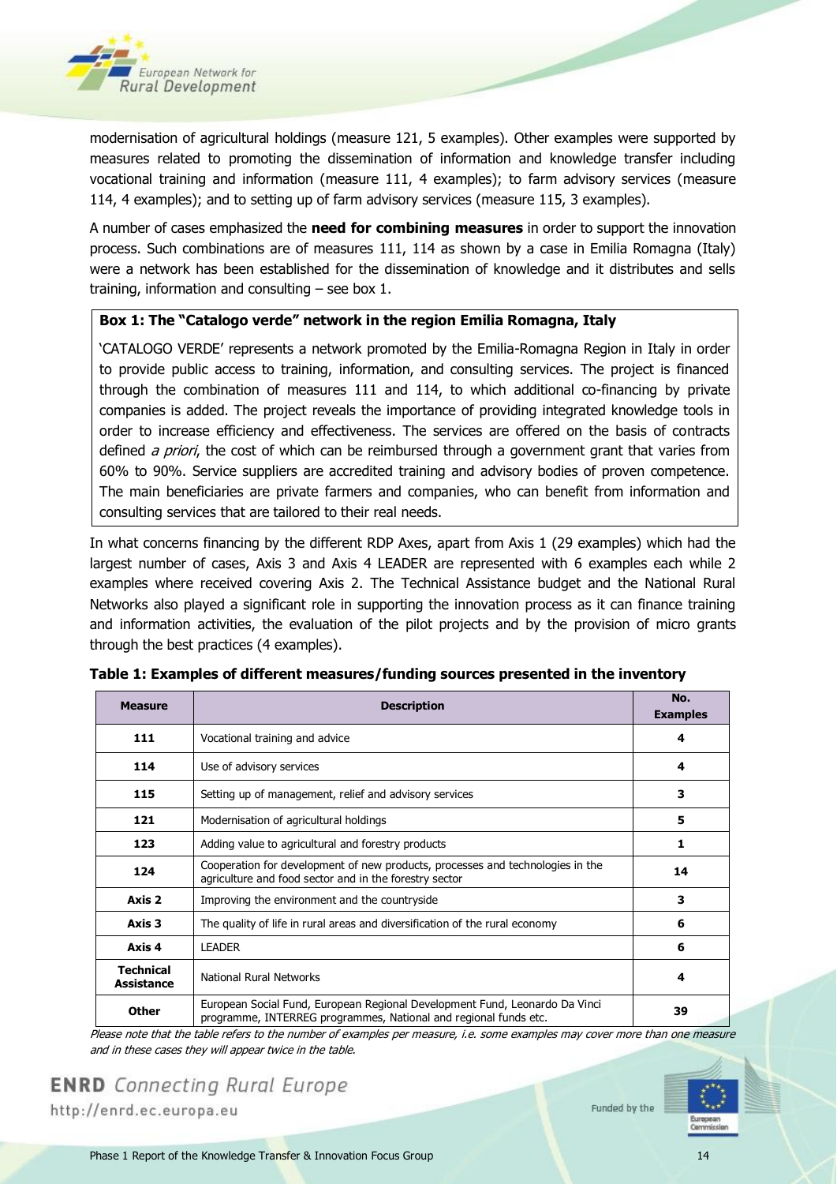modernisation of agricultural holdings (measure 121, 5 examples). Other examples were supported by measures related to promoting the dissemination of information and knowledge transfer including vocational training and information (measure 111, 4 examples); to farm advisory services (measure 114, 4 examples); and to setting up of farm advisory services (measure 115, 3 examples).

A number of cases emphasized the **need for combining measures** in order to support the innovation process. Such combinations are of measures 111, 114 as shown by a case in Emilia Romagna (Italy) were a network has been established for the dissemination of knowledge and it distributes and sells training, information and consulting – see box 1.

> **Box 1: The "Catalogo verde" network in the region Emilia Romagna, Italy**
>
> 'CATALOGO VERDE' represents a network promoted by the Emilia-Romagna Region in Italy in order to provide public access to training, information, and consulting services. The project is financed through the combination of measures 111 and 114, to which additional co-financing by private companies is added. The project reveals the importance of providing integrated knowledge tools in order to increase efficiency and effectiveness. The services are offered on the basis of contracts defined *a priori*, the cost of which can be reimbursed through a government grant that varies from 60% to 90%. Service suppliers are accredited training and advisory bodies of proven competence. The main beneficiaries are private farmers and companies, who can benefit from information and consulting services that are tailored to their real needs.

In what concerns financing by the different RDP Axes, apart from Axis 1 (29 examples) which had the largest number of cases, Axis 3 and Axis 4 LEADER are represented with 6 examples each while 2 examples where received covering Axis 2. The Technical Assistance budget and the National Rural Networks also played a significant role in supporting the innovation process as it can finance training and information activities, the evaluation of the pilot projects and by the provision of micro grants through the best practices (4 examples).

**Table 1: Examples of different measures/funding sources presented in the inventory**

| Measure | Description | No. Examples |
|---|---|---|
| **111** | Vocational training and advice | **4** |
| **114** | Use of advisory services | **4** |
| **115** | Setting up of management, relief and advisory services | **3** |
| **121** | Modernisation of agricultural holdings | **5** |
| **123** | Adding value to agricultural and forestry products | **1** |
| **124** | Cooperation for development of new products, processes and technologies in the agriculture and food sector and in the forestry sector | **14** |
| **Axis 2** | Improving the environment and the countryside | **3** |
| **Axis 3** | The quality of life in rural areas and diversification of the rural economy | **6** |
| **Axis 4** | LEADER | **6** |
| **Technical Assistance** | National Rural Networks | **4** |
| **Other** | European Social Fund, European Regional Development Fund, Leonardo Da Vinci programme, INTERREG programmes, National and regional funds etc. | **39** |

*Please note that the table refers to the number of examples per measure, i.e. some examples may cover more than one measure and in these cases they will appear twice in the table.*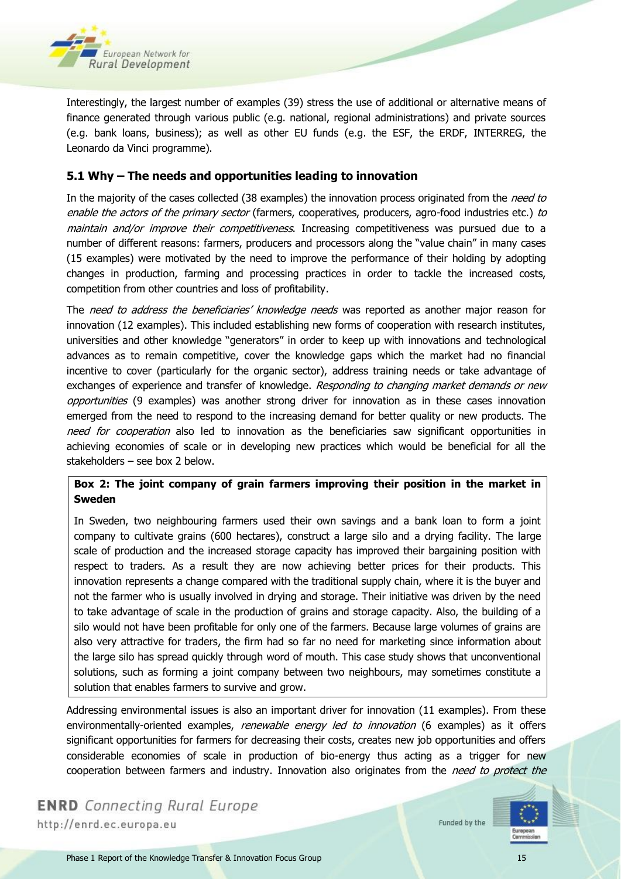Interestingly, the largest number of examples (39) stress the use of additional or alternative means of finance generated through various public (e.g. national, regional administrations) and private sources (e.g. bank loans, business); as well as other EU funds (e.g. the ESF, the ERDF, INTERREG, the Leonardo da Vinci programme).

### 5.1 Why – The needs and opportunities leading to innovation

In the majority of the cases collected (38 examples) the innovation process originated from the *need to enable the actors of the primary sector* (farmers, cooperatives, producers, agro-food industries etc.) *to maintain and/or improve their competitiveness*. Increasing competitiveness was pursued due to a number of different reasons: farmers, producers and processors along the "value chain" in many cases (15 examples) were motivated by the need to improve the performance of their holding by adopting changes in production, farming and processing practices in order to tackle the increased costs, competition from other countries and loss of profitability.

The *need to address the beneficiaries' knowledge needs* was reported as another major reason for innovation (12 examples). This included establishing new forms of cooperation with research institutes, universities and other knowledge "generators" in order to keep up with innovations and technological advances as to remain competitive, cover the knowledge gaps which the market had no financial incentive to cover (particularly for the organic sector), address training needs or take advantage of exchanges of experience and transfer of knowledge. *Responding to changing market demands or new opportunities* (9 examples) was another strong driver for innovation as in these cases innovation emerged from the need to respond to the increasing demand for better quality or new products. The *need for cooperation* also led to innovation as the beneficiaries saw significant opportunities in achieving economies of scale or in developing new practices which would be beneficial for all the stakeholders – see box 2 below.

**Box 2: The joint company of grain farmers improving their position in the market in Sweden**

In Sweden, two neighbouring farmers used their own savings and a bank loan to form a joint company to cultivate grains (600 hectares), construct a large silo and a drying facility. The large scale of production and the increased storage capacity has improved their bargaining position with respect to traders. As a result they are now achieving better prices for their products. This innovation represents a change compared with the traditional supply chain, where it is the buyer and not the farmer who is usually involved in drying and storage. Their initiative was driven by the need to take advantage of scale in the production of grains and storage capacity. Also, the building of a silo would not have been profitable for only one of the farmers. Because large volumes of grains are also very attractive for traders, the firm had so far no need for marketing since information about the large silo has spread quickly through word of mouth. This case study shows that unconventional solutions, such as forming a joint company between two neighbours, may sometimes constitute a solution that enables farmers to survive and grow.

Addressing environmental issues is also an important driver for innovation (11 examples). From these environmentally-oriented examples, *renewable energy led to innovation* (6 examples) as it offers significant opportunities for farmers for decreasing their costs, creates new job opportunities and offers considerable economies of scale in production of bio-energy thus acting as a trigger for new cooperation between farmers and industry. Innovation also originates from the *need to protect the*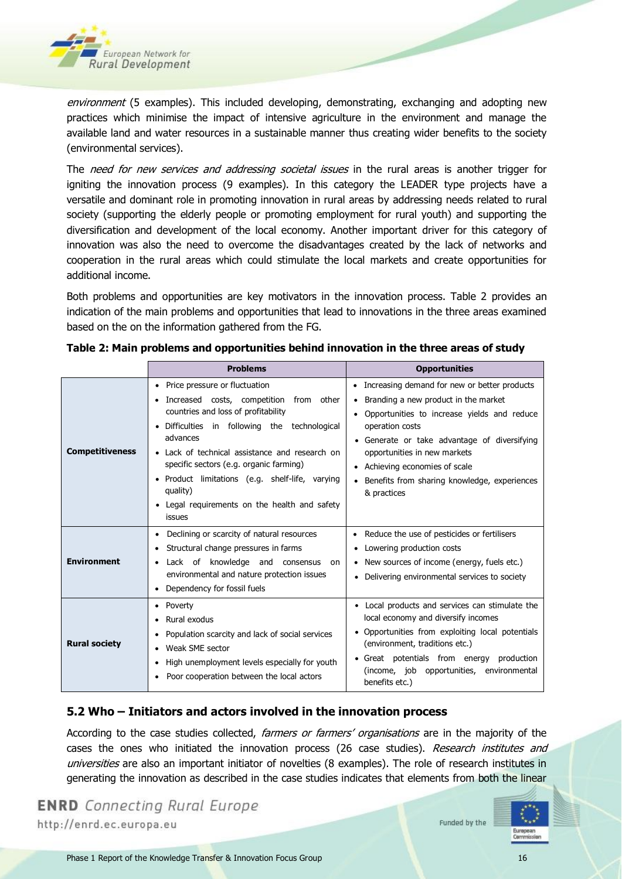*environment* (5 examples). This included developing, demonstrating, exchanging and adopting new practices which minimise the impact of intensive agriculture in the environment and manage the available land and water resources in a sustainable manner thus creating wider benefits to the society (environmental services).

The *need for new services and addressing societal issues* in the rural areas is another trigger for igniting the innovation process (9 examples). In this category the LEADER type projects have a versatile and dominant role in promoting innovation in rural areas by addressing needs related to rural society (supporting the elderly people or promoting employment for rural youth) and supporting the diversification and development of the local economy. Another important driver for this category of innovation was also the need to overcome the disadvantages created by the lack of networks and cooperation in the rural areas which could stimulate the local markets and create opportunities for additional income.

Both problems and opportunities are key motivators in the innovation process. Table 2 provides an indication of the main problems and opportunities that lead to innovations in the three areas examined based on the on the information gathered from the FG.

**Table 2: Main problems and opportunities behind innovation in the three areas of study**

| | **Problems** | **Opportunities** |
|---|---|---|
| **Competitiveness** | • Price pressure or fluctuation<br>• Increased costs, competition from other countries and loss of profitability<br>• Difficulties in following the technological advances<br>• Lack of technical assistance and research on specific sectors (e.g. organic farming)<br>• Product limitations (e.g. shelf-life, varying quality)<br>• Legal requirements on the health and safety issues | • Increasing demand for new or better products<br>• Branding a new product in the market<br>• Opportunities to increase yields and reduce operation costs<br>• Generate or take advantage of diversifying opportunities in new markets<br>• Achieving economies of scale<br>• Benefits from sharing knowledge, experiences & practices |
| **Environment** | • Declining or scarcity of natural resources<br>• Structural change pressures in farms<br>• Lack of knowledge and consensus on environmental and nature protection issues<br>• Dependency for fossil fuels | • Reduce the use of pesticides or fertilisers<br>• Lowering production costs<br>• New sources of income (energy, fuels etc.)<br>• Delivering environmental services to society |
| **Rural society** | • Poverty<br>• Rural exodus<br>• Population scarcity and lack of social services<br>• Weak SME sector<br>• High unemployment levels especially for youth<br>• Poor cooperation between the local actors | • Local products and services can stimulate the local economy and diversify incomes<br>• Opportunities from exploiting local potentials (environment, traditions etc.)<br>• Great potentials from energy production (income, job opportunities, environmental benefits etc.) |

### 5.2 Who – Initiators and actors involved in the innovation process

According to the case studies collected, *farmers or farmers' organisations* are in the majority of the cases the ones who initiated the innovation process (26 case studies). *Research institutes and universities* are also an important initiator of novelties (8 examples). The role of research institutes in generating the innovation as described in the case studies indicates that elements from both the linear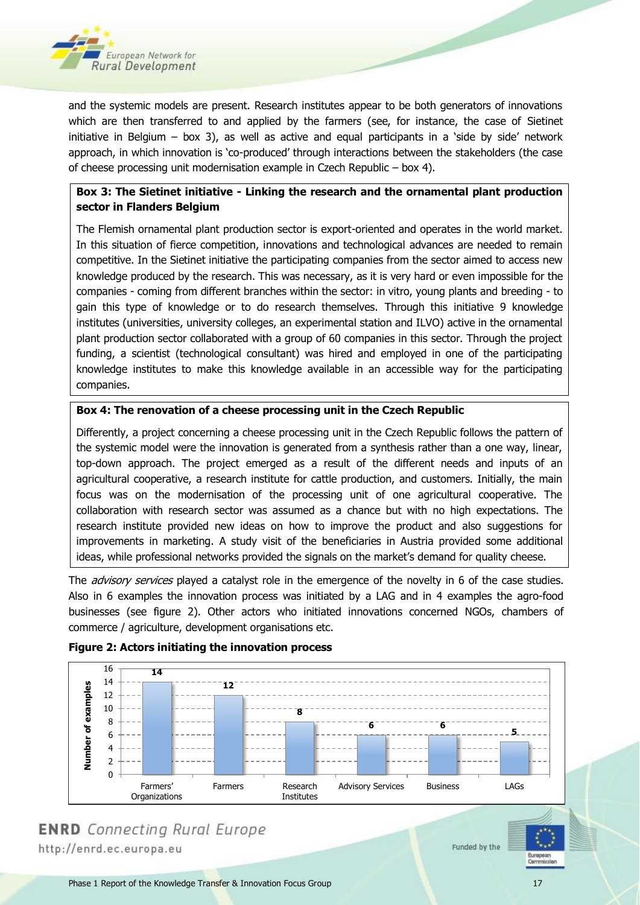and the systemic models are present. Research institutes appear to be both generators of innovations which are then transferred to and applied by the farmers (see, for instance, the case of Sietinet initiative in Belgium – box 3), as well as active and equal participants in a 'side by side' network approach, in which innovation is 'co-produced' through interactions between the stakeholders (the case of cheese processing unit modernisation example in Czech Republic – box 4).

**Box 3: The Sietinet initiative - Linking the research and the ornamental plant production sector in Flanders Belgium**

The Flemish ornamental plant production sector is export-oriented and operates in the world market. In this situation of fierce competition, innovations and technological advances are needed to remain competitive. In the Sietinet initiative the participating companies from the sector aimed to access new knowledge produced by the research. This was necessary, as it is very hard or even impossible for the companies - coming from different branches within the sector: in vitro, young plants and breeding - to gain this type of knowledge or to do research themselves. Through this initiative 9 knowledge institutes (universities, university colleges, an experimental station and ILVO) active in the ornamental plant production sector collaborated with a group of 60 companies in this sector. Through the project funding, a scientist (technological consultant) was hired and employed in one of the participating knowledge institutes to make this knowledge available in an accessible way for the participating companies.

**Box 4: The renovation of a cheese processing unit in the Czech Republic**

Differently, a project concerning a cheese processing unit in the Czech Republic follows the pattern of the systemic model were the innovation is generated from a synthesis rather than a one way, linear, top-down approach. The project emerged as a result of the different needs and inputs of an agricultural cooperative, a research institute for cattle production, and customers. Initially, the main focus was on the modernisation of the processing unit of one agricultural cooperative. The collaboration with research sector was assumed as a chance but with no high expectations. The research institute provided new ideas on how to improve the product and also suggestions for improvements in marketing. A study visit of the beneficiaries in Austria provided some additional ideas, while professional networks provided the signals on the market's demand for quality cheese.

The *advisory services* played a catalyst role in the emergence of the novelty in 6 of the case studies. Also in 6 examples the innovation process was initiated by a LAG and in 4 examples the agro-food businesses (see figure 2). Other actors who initiated innovations concerned NGOs, chambers of commerce / agriculture, development organisations etc.

**Figure 2: Actors initiating the innovation process**

| Actor | Number of examples |
| --- | --- |
| Farmers' Organizations | 14 |
| Farmers | 12 |
| Research Institutes | 8 |
| Advisory Services | 6 |
| Business | 6 |
| LAGs | 5 |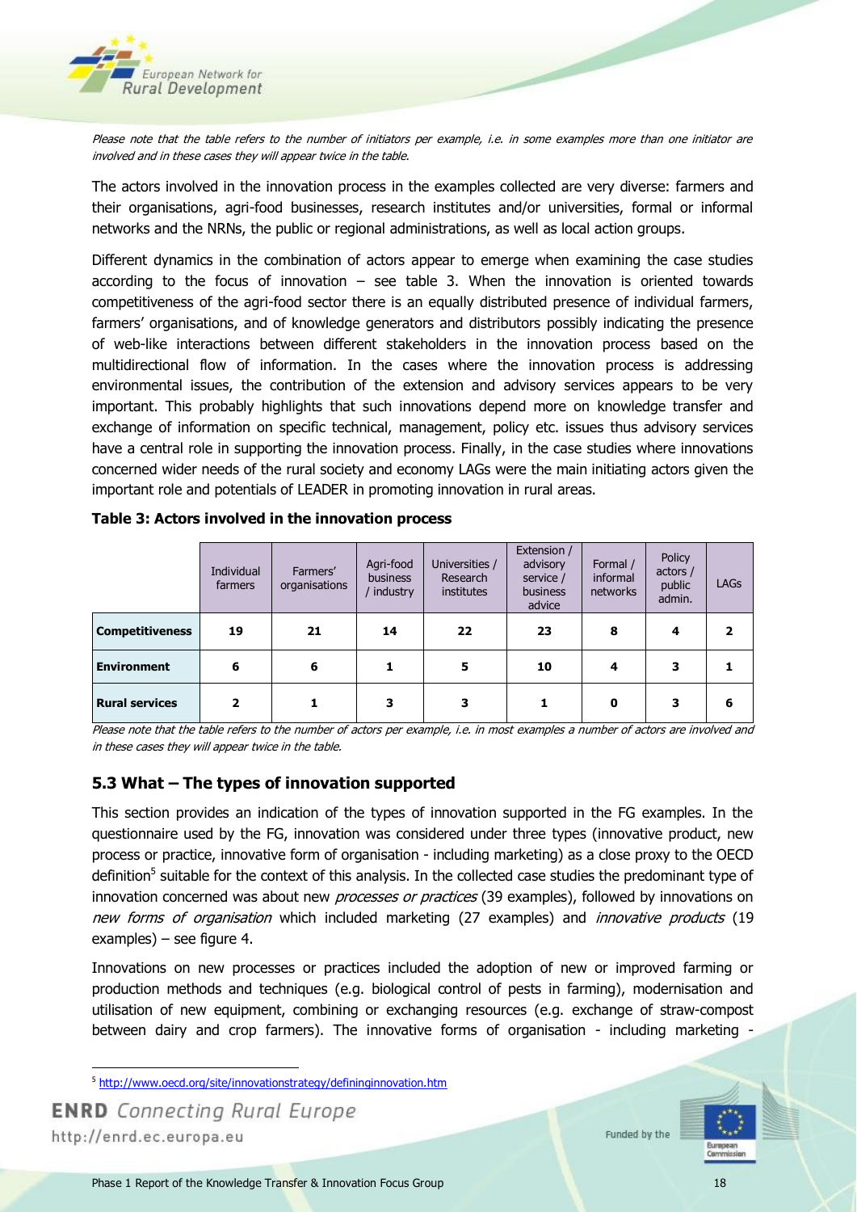*Please note that the table refers to the number of initiators per example, i.e. in some examples more than one initiator are involved and in these cases they will appear twice in the table.*

The actors involved in the innovation process in the examples collected are very diverse: farmers and their organisations, agri-food businesses, research institutes and/or universities, formal or informal networks and the NRNs, the public or regional administrations, as well as local action groups.

Different dynamics in the combination of actors appear to emerge when examining the case studies according to the focus of innovation – see table 3. When the innovation is oriented towards competitiveness of the agri-food sector there is an equally distributed presence of individual farmers, farmers' organisations, and of knowledge generators and distributors possibly indicating the presence of web-like interactions between different stakeholders in the innovation process based on the multidirectional flow of information. In the cases where the innovation process is addressing environmental issues, the contribution of the extension and advisory services appears to be very important. This probably highlights that such innovations depend more on knowledge transfer and exchange of information on specific technical, management, policy etc. issues thus advisory services have a central role in supporting the innovation process. Finally, in the case studies where innovations concerned wider needs of the rural society and economy LAGs were the main initiating actors given the important role and potentials of LEADER in promoting innovation in rural areas.

**Table 3: Actors involved in the innovation process**

| | Individual farmers | Farmers' organisations | Agri-food business / industry | Universities / Research institutes | Extension / advisory service / business advice | Formal / informal networks | Policy actors / public admin. | LAGs |
|---|---|---|---|---|---|---|---|---|
| **Competitiveness** | **19** | **21** | **14** | **22** | **23** | **8** | **4** | **2** |
| **Environment** | **6** | **6** | **1** | **5** | **10** | **4** | **3** | **1** |
| **Rural services** | **2** | **1** | **3** | **3** | **1** | **0** | **3** | **6** |

*Please note that the table refers to the number of actors per example, i.e. in most examples a number of actors are involved and in these cases they will appear twice in the table.*

### 5.3 What – The types of innovation supported

This section provides an indication of the types of innovation supported in the FG examples. In the questionnaire used by the FG, innovation was considered under three types (innovative product, new process or practice, innovative form of organisation - including marketing) as a close proxy to the OECD definition[5] suitable for the context of this analysis. In the collected case studies the predominant type of innovation concerned was about new *processes or practices* (39 examples), followed by innovations on *new forms of organisation* which included marketing (27 examples) and *innovative products* (19 examples) – see figure 4.

Innovations on new processes or practices included the adoption of new or improved farming or production methods and techniques (e.g. biological control of pests in farming), modernisation and utilisation of new equipment, combining or exchanging resources (e.g. exchange of straw-compost between dairy and crop farmers). The innovative forms of organisation - including marketing -

[5] http://www.oecd.org/site/innovationstrategy/defininginnovation.htm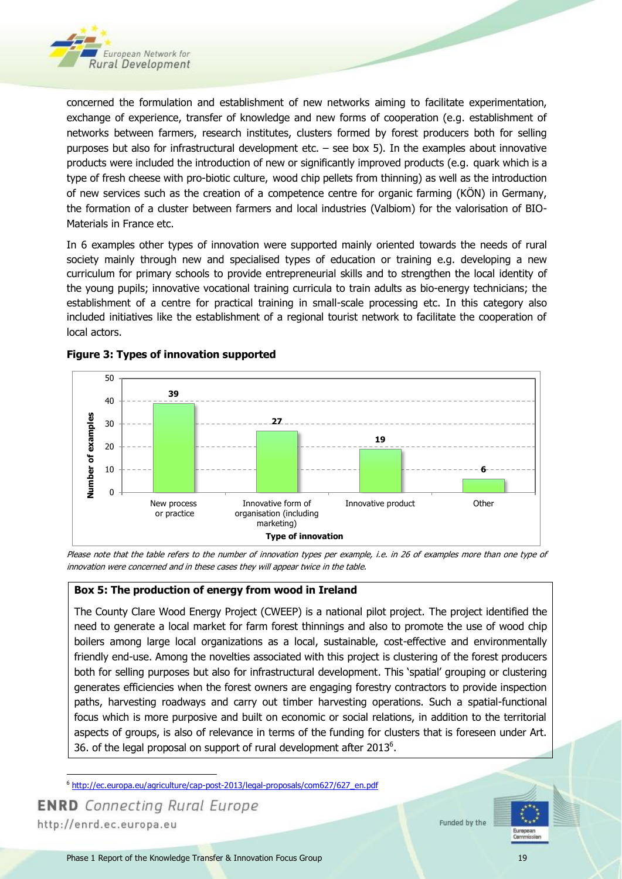concerned the formulation and establishment of new networks aiming to facilitate experimentation, exchange of experience, transfer of knowledge and new forms of cooperation (e.g. establishment of networks between farmers, research institutes, clusters formed by forest producers both for selling purposes but also for infrastructural development etc. – see box 5). In the examples about innovative products were included the introduction of new or significantly improved products (e.g. quark which is a type of fresh cheese with pro-biotic culture, wood chip pellets from thinning) as well as the introduction of new services such as the creation of a competence centre for organic farming (KÖN) in Germany, the formation of a cluster between farmers and local industries (Valbiom) for the valorisation of BIO-Materials in France etc.

In 6 examples other types of innovation were supported mainly oriented towards the needs of rural society mainly through new and specialised types of education or training e.g. developing a new curriculum for primary schools to provide entrepreneurial skills and to strengthen the local identity of the young pupils; innovative vocational training curricula to train adults as bio-energy technicians; the establishment of a centre for practical training in small-scale processing etc. In this category also included initiatives like the establishment of a regional tourist network to facilitate the cooperation of local actors.

**Figure 3: Types of innovation supported**

| Type of innovation | Number of examples |
|---|---|
| New process or practice | 39 |
| Innovative form of organisation (including marketing) | 27 |
| Innovative product | 19 |
| Other | 6 |

*Please note that the table refers to the number of innovation types per example, i.e. in 26 of examples more than one type of innovation were concerned and in these cases they will appear twice in the table.*

**Box 5: The production of energy from wood in Ireland**

The County Clare Wood Energy Project (CWEEP) is a national pilot project. The project identified the need to generate a local market for farm forest thinnings and also to promote the use of wood chip boilers among large local organizations as a local, sustainable, cost-effective and environmentally friendly end-use. Among the novelties associated with this project is clustering of the forest producers both for selling purposes but also for infrastructural development. This 'spatial' grouping or clustering generates efficiencies when the forest owners are engaging forestry contractors to provide inspection paths, harvesting roadways and carry out timber harvesting operations. Such a spatial-functional focus which is more purposive and built on economic or social relations, in addition to the territorial aspects of groups, is also of relevance in terms of the funding for clusters that is foreseen under Art. 36. of the legal proposal on support of rural development after 2013[6].

[6] http://ec.europa.eu/agriculture/cap-post-2013/legal-proposals/com627/627_en.pdf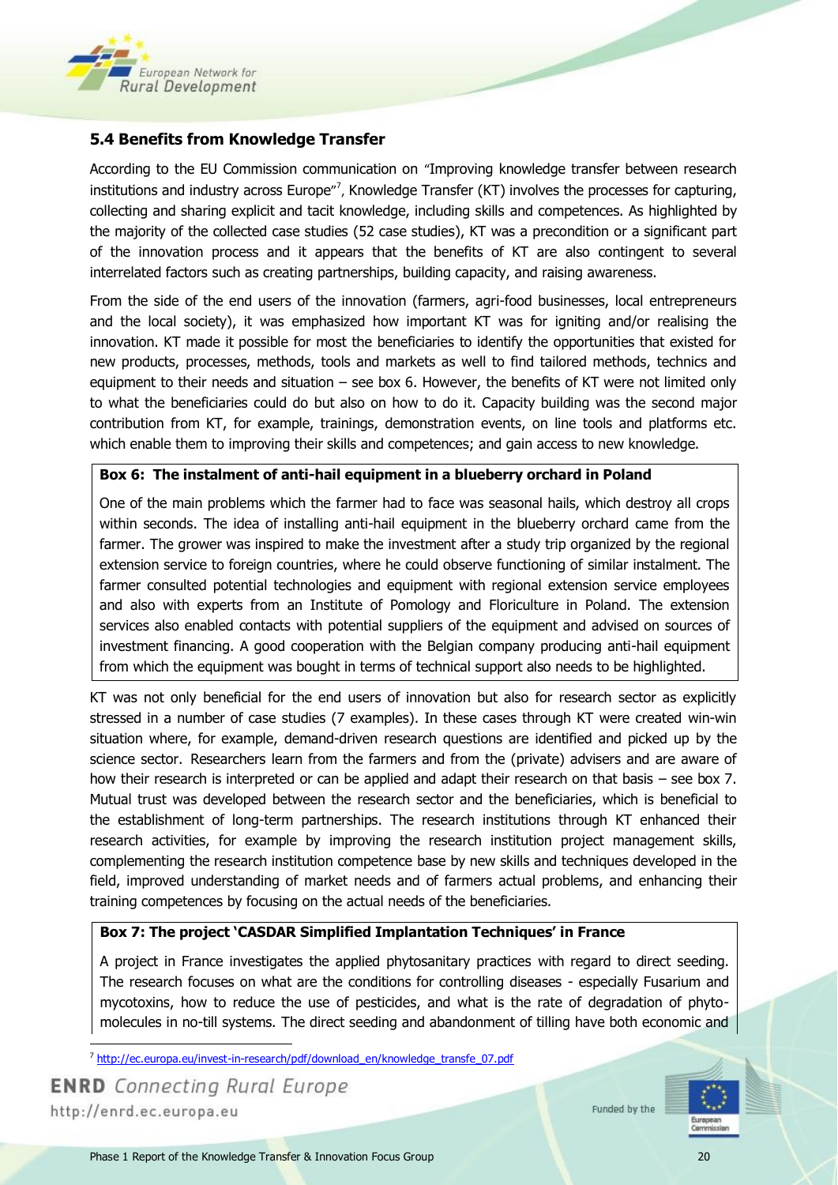### 5.4 Benefits from Knowledge Transfer

According to the EU Commission communication on "Improving knowledge transfer between research institutions and industry across Europe"[7], Knowledge Transfer (KT) involves the processes for capturing, collecting and sharing explicit and tacit knowledge, including skills and competences. As highlighted by the majority of the collected case studies (52 case studies), KT was a precondition or a significant part of the innovation process and it appears that the benefits of KT are also contingent to several interrelated factors such as creating partnerships, building capacity, and raising awareness.

From the side of the end users of the innovation (farmers, agri-food businesses, local entrepreneurs and the local society), it was emphasized how important KT was for igniting and/or realising the innovation. KT made it possible for most the beneficiaries to identify the opportunities that existed for new products, processes, methods, tools and markets as well to find tailored methods, technics and equipment to their needs and situation – see box 6. However, the benefits of KT were not limited only to what the beneficiaries could do but also on how to do it. Capacity building was the second major contribution from KT, for example, trainings, demonstration events, on line tools and platforms etc. which enable them to improving their skills and competences; and gain access to new knowledge.

**Box 6: The instalment of anti-hail equipment in a blueberry orchard in Poland**

One of the main problems which the farmer had to face was seasonal hails, which destroy all crops within seconds. The idea of installing anti-hail equipment in the blueberry orchard came from the farmer. The grower was inspired to make the investment after a study trip organized by the regional extension service to foreign countries, where he could observe functioning of similar instalment. The farmer consulted potential technologies and equipment with regional extension service employees and also with experts from an Institute of Pomology and Floriculture in Poland. The extension services also enabled contacts with potential suppliers of the equipment and advised on sources of investment financing. A good cooperation with the Belgian company producing anti-hail equipment from which the equipment was bought in terms of technical support also needs to be highlighted.

KT was not only beneficial for the end users of innovation but also for research sector as explicitly stressed in a number of case studies (7 examples). In these cases through KT were created win-win situation where, for example, demand-driven research questions are identified and picked up by the science sector. Researchers learn from the farmers and from the (private) advisers and are aware of how their research is interpreted or can be applied and adapt their research on that basis – see box 7. Mutual trust was developed between the research sector and the beneficiaries, which is beneficial to the establishment of long-term partnerships. The research institutions through KT enhanced their research activities, for example by improving the research institution project management skills, complementing the research institution competence base by new skills and techniques developed in the field, improved understanding of market needs and of farmers actual problems, and enhancing their training competences by focusing on the actual needs of the beneficiaries.

**Box 7: The project 'CASDAR Simplified Implantation Techniques' in France**

A project in France investigates the applied phytosanitary practices with regard to direct seeding. The research focuses on what are the conditions for controlling diseases - especially Fusarium and mycotoxins, how to reduce the use of pesticides, and what is the rate of degradation of phyto-molecules in no-till systems. The direct seeding and abandonment of tilling have both economic and

[7] http://ec.europa.eu/invest-in-research/pdf/download_en/knowledge_transfe_07.pdf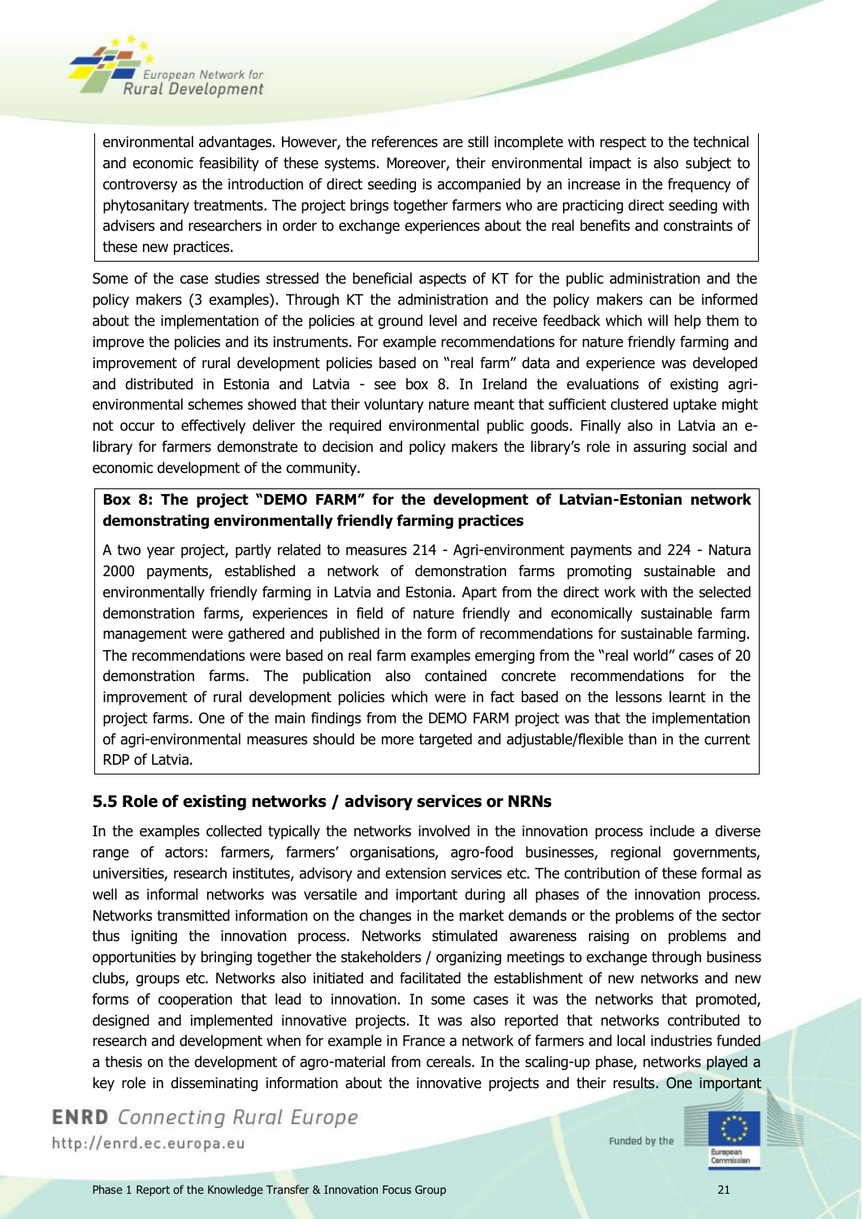environmental advantages. However, the references are still incomplete with respect to the technical and economic feasibility of these systems. Moreover, their environmental impact is also subject to controversy as the introduction of direct seeding is accompanied by an increase in the frequency of phytosanitary treatments. The project brings together farmers who are practicing direct seeding with advisers and researchers in order to exchange experiences about the real benefits and constraints of these new practices.

Some of the case studies stressed the beneficial aspects of KT for the public administration and the policy makers (3 examples). Through KT the administration and the policy makers can be informed about the implementation of the policies at ground level and receive feedback which will help them to improve the policies and its instruments. For example recommendations for nature friendly farming and improvement of rural development policies based on "real farm" data and experience was developed and distributed in Estonia and Latvia - see box 8. In Ireland the evaluations of existing agri-environmental schemes showed that their voluntary nature meant that sufficient clustered uptake might not occur to effectively deliver the required environmental public goods. Finally also in Latvia an e-library for farmers demonstrate to decision and policy makers the library's role in assuring social and economic development of the community.

**Box 8: The project "DEMO FARM" for the development of Latvian-Estonian network demonstrating environmentally friendly farming practices**

A two year project, partly related to measures 214 - Agri-environment payments and 224 - Natura 2000 payments, established a network of demonstration farms promoting sustainable and environmentally friendly farming in Latvia and Estonia. Apart from the direct work with the selected demonstration farms, experiences in field of nature friendly and economically sustainable farm management were gathered and published in the form of recommendations for sustainable farming. The recommendations were based on real farm examples emerging from the "real world" cases of 20 demonstration farms. The publication also contained concrete recommendations for the improvement of rural development policies which were in fact based on the lessons learnt in the project farms. One of the main findings from the DEMO FARM project was that the implementation of agri-environmental measures should be more targeted and adjustable/flexible than in the current RDP of Latvia.

### 5.5 Role of existing networks / advisory services or NRNs

In the examples collected typically the networks involved in the innovation process include a diverse range of actors: farmers, farmers' organisations, agro-food businesses, regional governments, universities, research institutes, advisory and extension services etc. The contribution of these formal as well as informal networks was versatile and important during all phases of the innovation process. Networks transmitted information on the changes in the market demands or the problems of the sector thus igniting the innovation process. Networks stimulated awareness raising on problems and opportunities by bringing together the stakeholders / organizing meetings to exchange through business clubs, groups etc. Networks also initiated and facilitated the establishment of new networks and new forms of cooperation that lead to innovation. In some cases it was the networks that promoted, designed and implemented innovative projects. It was also reported that networks contributed to research and development when for example in France a network of farmers and local industries funded a thesis on the development of agro-material from cereals. In the scaling-up phase, networks played a key role in disseminating information about the innovative projects and their results. One important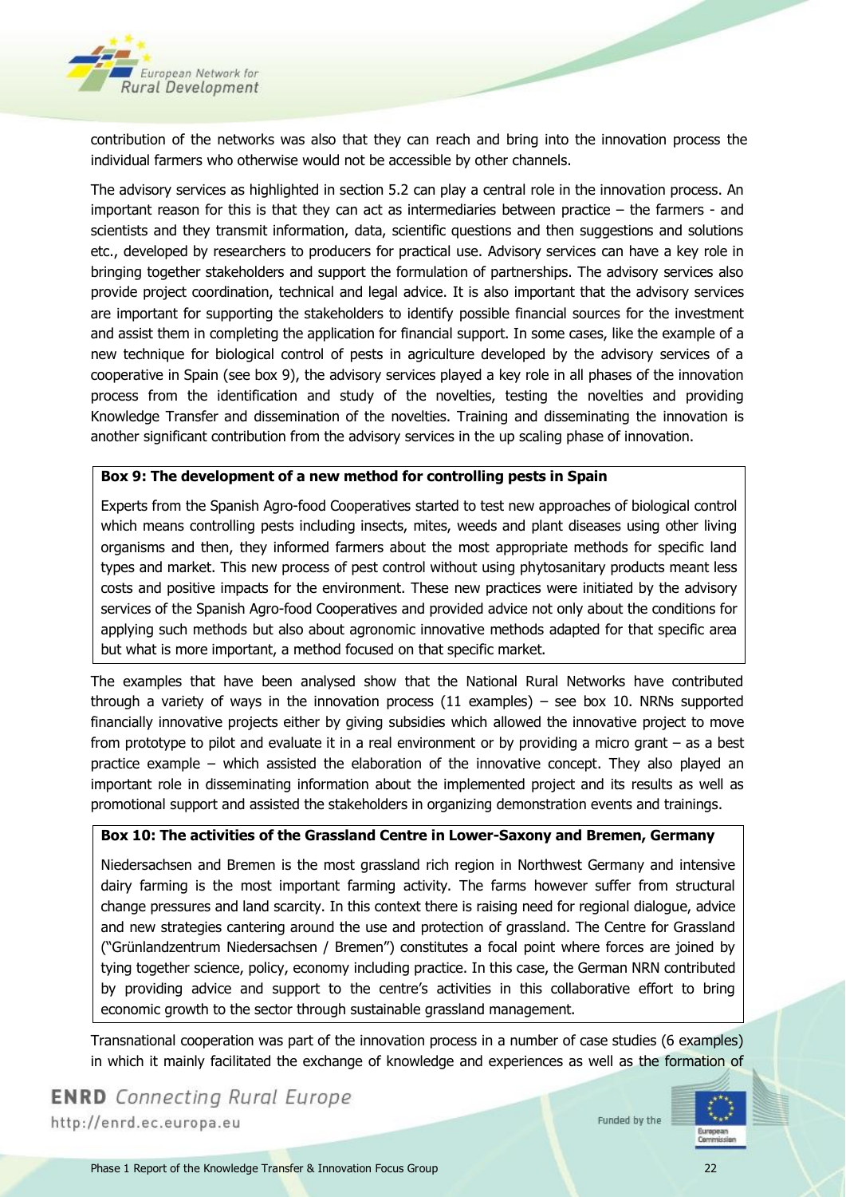contribution of the networks was also that they can reach and bring into the innovation process the individual farmers who otherwise would not be accessible by other channels.

The advisory services as highlighted in section 5.2 can play a central role in the innovation process. An important reason for this is that they can act as intermediaries between practice – the farmers - and scientists and they transmit information, data, scientific questions and then suggestions and solutions etc., developed by researchers to producers for practical use. Advisory services can have a key role in bringing together stakeholders and support the formulation of partnerships. The advisory services also provide project coordination, technical and legal advice. It is also important that the advisory services are important for supporting the stakeholders to identify possible financial sources for the investment and assist them in completing the application for financial support. In some cases, like the example of a new technique for biological control of pests in agriculture developed by the advisory services of a cooperative in Spain (see box 9), the advisory services played a key role in all phases of the innovation process from the identification and study of the novelties, testing the novelties and providing Knowledge Transfer and dissemination of the novelties. Training and disseminating the innovation is another significant contribution from the advisory services in the up scaling phase of innovation.

**Box 9: The development of a new method for controlling pests in Spain**

Experts from the Spanish Agro-food Cooperatives started to test new approaches of biological control which means controlling pests including insects, mites, weeds and plant diseases using other living organisms and then, they informed farmers about the most appropriate methods for specific land types and market. This new process of pest control without using phytosanitary products meant less costs and positive impacts for the environment. These new practices were initiated by the advisory services of the Spanish Agro-food Cooperatives and provided advice not only about the conditions for applying such methods but also about agronomic innovative methods adapted for that specific area but what is more important, a method focused on that specific market.

The examples that have been analysed show that the National Rural Networks have contributed through a variety of ways in the innovation process (11 examples) – see box 10. NRNs supported financially innovative projects either by giving subsidies which allowed the innovative project to move from prototype to pilot and evaluate it in a real environment or by providing a micro grant – as a best practice example – which assisted the elaboration of the innovative concept. They also played an important role in disseminating information about the implemented project and its results as well as promotional support and assisted the stakeholders in organizing demonstration events and trainings.

**Box 10: The activities of the Grassland Centre in Lower-Saxony and Bremen, Germany**

Niedersachsen and Bremen is the most grassland rich region in Northwest Germany and intensive dairy farming is the most important farming activity. The farms however suffer from structural change pressures and land scarcity. In this context there is raising need for regional dialogue, advice and new strategies cantering around the use and protection of grassland. The Centre for Grassland ("Grünlandzentrum Niedersachsen / Bremen") constitutes a focal point where forces are joined by tying together science, policy, economy including practice. In this case, the German NRN contributed by providing advice and support to the centre's activities in this collaborative effort to bring economic growth to the sector through sustainable grassland management.

Transnational cooperation was part of the innovation process in a number of case studies (6 examples) in which it mainly facilitated the exchange of knowledge and experiences as well as the formation of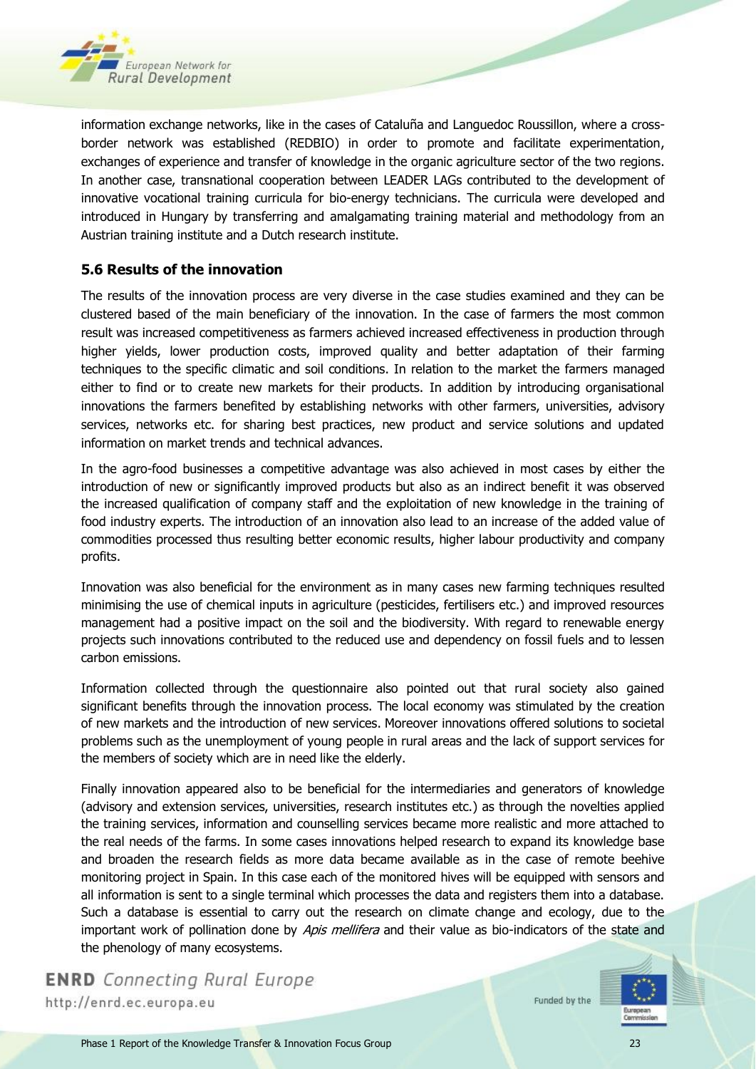information exchange networks, like in the cases of Cataluña and Languedoc Roussillon, where a cross-border network was established (REDBIO) in order to promote and facilitate experimentation, exchanges of experience and transfer of knowledge in the organic agriculture sector of the two regions. In another case, transnational cooperation between LEADER LAGs contributed to the development of innovative vocational training curricula for bio-energy technicians. The curricula were developed and introduced in Hungary by transferring and amalgamating training material and methodology from an Austrian training institute and a Dutch research institute.

### 5.6 Results of the innovation

The results of the innovation process are very diverse in the case studies examined and they can be clustered based of the main beneficiary of the innovation. In the case of farmers the most common result was increased competitiveness as farmers achieved increased effectiveness in production through higher yields, lower production costs, improved quality and better adaptation of their farming techniques to the specific climatic and soil conditions. In relation to the market the farmers managed either to find or to create new markets for their products. In addition by introducing organisational innovations the farmers benefited by establishing networks with other farmers, universities, advisory services, networks etc. for sharing best practices, new product and service solutions and updated information on market trends and technical advances.

In the agro-food businesses a competitive advantage was also achieved in most cases by either the introduction of new or significantly improved products but also as an indirect benefit it was observed the increased qualification of company staff and the exploitation of new knowledge in the training of food industry experts. The introduction of an innovation also lead to an increase of the added value of commodities processed thus resulting better economic results, higher labour productivity and company profits.

Innovation was also beneficial for the environment as in many cases new farming techniques resulted minimising the use of chemical inputs in agriculture (pesticides, fertilisers etc.) and improved resources management had a positive impact on the soil and the biodiversity. With regard to renewable energy projects such innovations contributed to the reduced use and dependency on fossil fuels and to lessen carbon emissions.

Information collected through the questionnaire also pointed out that rural society also gained significant benefits through the innovation process. The local economy was stimulated by the creation of new markets and the introduction of new services. Moreover innovations offered solutions to societal problems such as the unemployment of young people in rural areas and the lack of support services for the members of society which are in need like the elderly.

Finally innovation appeared also to be beneficial for the intermediaries and generators of knowledge (advisory and extension services, universities, research institutes etc.) as through the novelties applied the training services, information and counselling services became more realistic and more attached to the real needs of the farms. In some cases innovations helped research to expand its knowledge base and broaden the research fields as more data became available as in the case of remote beehive monitoring project in Spain. In this case each of the monitored hives will be equipped with sensors and all information is sent to a single terminal which processes the data and registers them into a database. Such a database is essential to carry out the research on climate change and ecology, due to the important work of pollination done by *Apis mellifera* and their value as bio-indicators of the state and the phenology of many ecosystems.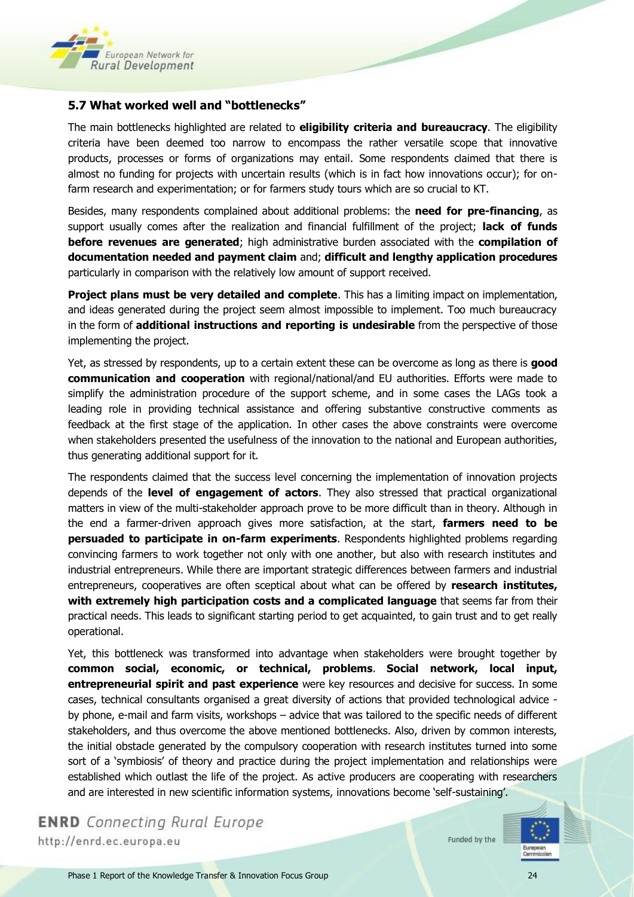### 5.7 What worked well and "bottlenecks"

The main bottlenecks highlighted are related to **eligibility criteria and bureaucracy**. The eligibility criteria have been deemed too narrow to encompass the rather versatile scope that innovative products, processes or forms of organizations may entail. Some respondents claimed that there is almost no funding for projects with uncertain results (which is in fact how innovations occur); for on-farm research and experimentation; or for farmers study tours which are so crucial to KT.

Besides, many respondents complained about additional problems: the **need for pre-financing**, as support usually comes after the realization and financial fulfillment of the project; **lack of funds before revenues are generated**; high administrative burden associated with the **compilation of documentation needed and payment claim** and; **difficult and lengthy application procedures** particularly in comparison with the relatively low amount of support received.

**Project plans must be very detailed and complete**. This has a limiting impact on implementation, and ideas generated during the project seem almost impossible to implement. Too much bureaucracy in the form of **additional instructions and reporting is undesirable** from the perspective of those implementing the project.

Yet, as stressed by respondents, up to a certain extent these can be overcome as long as there is **good communication and cooperation** with regional/national/and EU authorities. Efforts were made to simplify the administration procedure of the support scheme, and in some cases the LAGs took a leading role in providing technical assistance and offering substantive constructive comments as feedback at the first stage of the application. In other cases the above constraints were overcome when stakeholders presented the usefulness of the innovation to the national and European authorities, thus generating additional support for it.

The respondents claimed that the success level concerning the implementation of innovation projects depends of the **level of engagement of actors**. They also stressed that practical organizational matters in view of the multi-stakeholder approach prove to be more difficult than in theory. Although in the end a farmer-driven approach gives more satisfaction, at the start, **farmers need to be persuaded to participate in on-farm experiments**. Respondents highlighted problems regarding convincing farmers to work together not only with one another, but also with research institutes and industrial entrepreneurs. While there are important strategic differences between farmers and industrial entrepreneurs, cooperatives are often sceptical about what can be offered by **research institutes, with extremely high participation costs and a complicated language** that seems far from their practical needs. This leads to significant starting period to get acquainted, to gain trust and to get really operational.

Yet, this bottleneck was transformed into advantage when stakeholders were brought together by **common social, economic, or technical, problems**. **Social network, local input, entrepreneurial spirit and past experience** were key resources and decisive for success. In some cases, technical consultants organised a great diversity of actions that provided technological advice - by phone, e-mail and farm visits, workshops – advice that was tailored to the specific needs of different stakeholders, and thus overcome the above mentioned bottlenecks. Also, driven by common interests, the initial obstacle generated by the compulsory cooperation with research institutes turned into some sort of a 'symbiosis' of theory and practice during the project implementation and relationships were established which outlast the life of the project. As active producers are cooperating with researchers and are interested in new scientific information systems, innovations become 'self-sustaining'.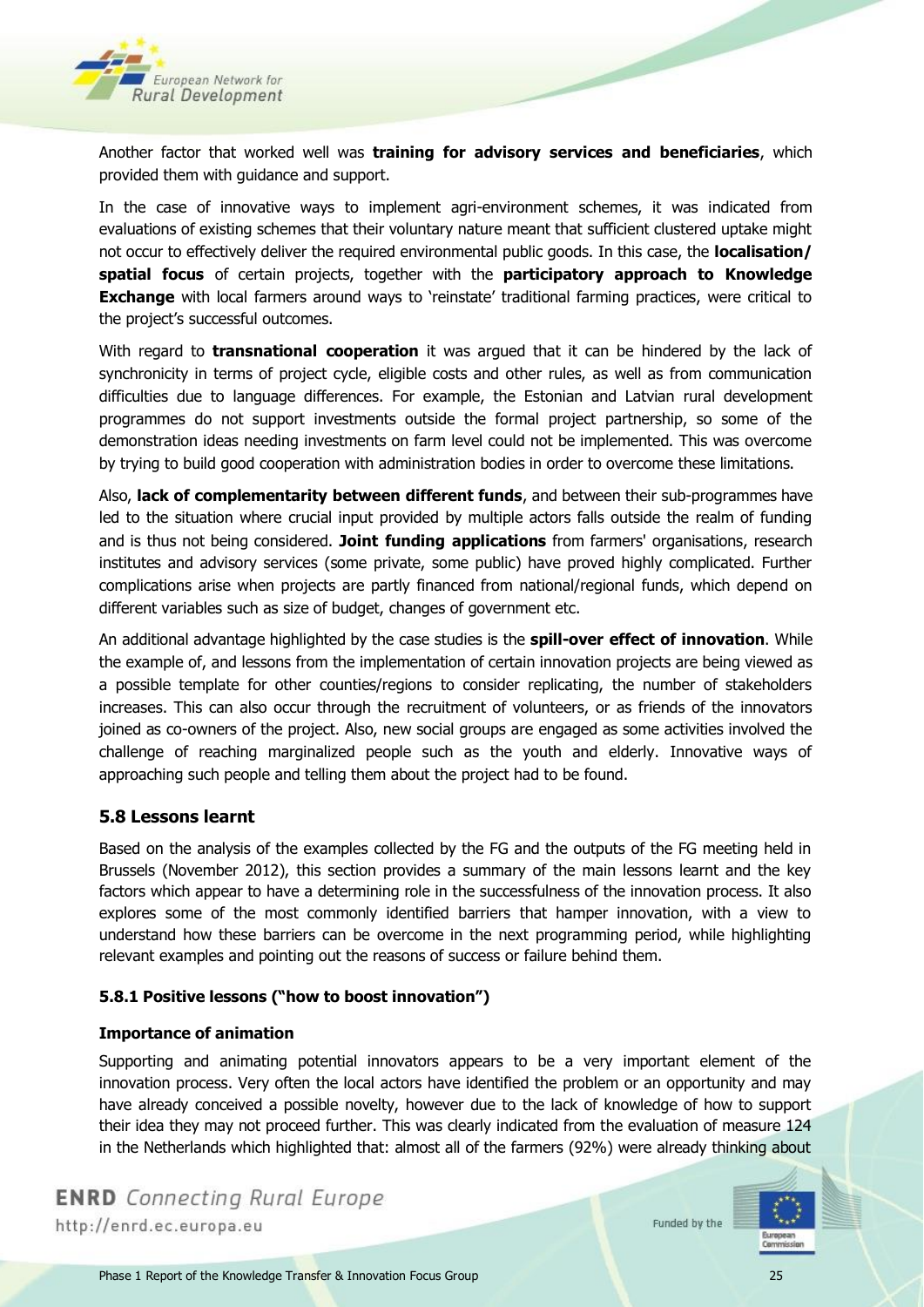Another factor that worked well was **training for advisory services and beneficiaries**, which provided them with guidance and support.

In the case of innovative ways to implement agri-environment schemes, it was indicated from evaluations of existing schemes that their voluntary nature meant that sufficient clustered uptake might not occur to effectively deliver the required environmental public goods. In this case, the **localisation/ spatial focus** of certain projects, together with the **participatory approach to Knowledge Exchange** with local farmers around ways to 'reinstate' traditional farming practices, were critical to the project's successful outcomes.

With regard to **transnational cooperation** it was argued that it can be hindered by the lack of synchronicity in terms of project cycle, eligible costs and other rules, as well as from communication difficulties due to language differences. For example, the Estonian and Latvian rural development programmes do not support investments outside the formal project partnership, so some of the demonstration ideas needing investments on farm level could not be implemented. This was overcome by trying to build good cooperation with administration bodies in order to overcome these limitations.

Also, **lack of complementarity between different funds**, and between their sub-programmes have led to the situation where crucial input provided by multiple actors falls outside the realm of funding and is thus not being considered. **Joint funding applications** from farmers' organisations, research institutes and advisory services (some private, some public) have proved highly complicated. Further complications arise when projects are partly financed from national/regional funds, which depend on different variables such as size of budget, changes of government etc.

An additional advantage highlighted by the case studies is the **spill-over effect of innovation**. While the example of, and lessons from the implementation of certain innovation projects are being viewed as a possible template for other counties/regions to consider replicating, the number of stakeholders increases. This can also occur through the recruitment of volunteers, or as friends of the innovators joined as co-owners of the project. Also, new social groups are engaged as some activities involved the challenge of reaching marginalized people such as the youth and elderly. Innovative ways of approaching such people and telling them about the project had to be found.

## 5.8 Lessons learnt

Based on the analysis of the examples collected by the FG and the outputs of the FG meeting held in Brussels (November 2012), this section provides a summary of the main lessons learnt and the key factors which appear to have a determining role in the successfulness of the innovation process. It also explores some of the most commonly identified barriers that hamper innovation, with a view to understand how these barriers can be overcome in the next programming period, while highlighting relevant examples and pointing out the reasons of success or failure behind them.

### 5.8.1 Positive lessons ("how to boost innovation")

**Importance of animation**

Supporting and animating potential innovators appears to be a very important element of the innovation process. Very often the local actors have identified the problem or an opportunity and may have already conceived a possible novelty, however due to the lack of knowledge of how to support their idea they may not proceed further. This was clearly indicated from the evaluation of measure 124 in the Netherlands which highlighted that: almost all of the farmers (92%) were already thinking about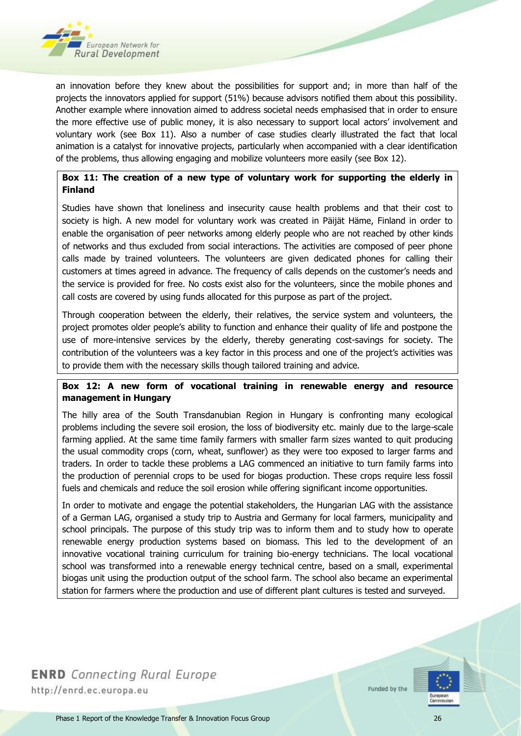an innovation before they knew about the possibilities for support and; in more than half of the projects the innovators applied for support (51%) because advisors notified them about this possibility. Another example where innovation aimed to address societal needs emphasised that in order to ensure the more effective use of public money, it is also necessary to support local actors' involvement and voluntary work (see Box 11). Also a number of case studies clearly illustrated the fact that local animation is a catalyst for innovative projects, particularly when accompanied with a clear identification of the problems, thus allowing engaging and mobilize volunteers more easily (see Box 12).

**Box 11: The creation of a new type of voluntary work for supporting the elderly in Finland**

Studies have shown that loneliness and insecurity cause health problems and that their cost to society is high. A new model for voluntary work was created in Päijät Häme, Finland in order to enable the organisation of peer networks among elderly people who are not reached by other kinds of networks and thus excluded from social interactions. The activities are composed of peer phone calls made by trained volunteers. The volunteers are given dedicated phones for calling their customers at times agreed in advance. The frequency of calls depends on the customer's needs and the service is provided for free. No costs exist also for the volunteers, since the mobile phones and call costs are covered by using funds allocated for this purpose as part of the project.

Through cooperation between the elderly, their relatives, the service system and volunteers, the project promotes older people's ability to function and enhance their quality of life and postpone the use of more-intensive services by the elderly, thereby generating cost-savings for society. The contribution of the volunteers was a key factor in this process and one of the project's activities was to provide them with the necessary skills though tailored training and advice.

**Box 12: A new form of vocational training in renewable energy and resource management in Hungary**

The hilly area of the South Transdanubian Region in Hungary is confronting many ecological problems including the severe soil erosion, the loss of biodiversity etc. mainly due to the large-scale farming applied. At the same time family farmers with smaller farm sizes wanted to quit producing the usual commodity crops (corn, wheat, sunflower) as they were too exposed to larger farms and traders. In order to tackle these problems a LAG commenced an initiative to turn family farms into the production of perennial crops to be used for biogas production. These crops require less fossil fuels and chemicals and reduce the soil erosion while offering significant income opportunities.

In order to motivate and engage the potential stakeholders, the Hungarian LAG with the assistance of a German LAG, organised a study trip to Austria and Germany for local farmers, municipality and school principals. The purpose of this study trip was to inform them and to study how to operate renewable energy production systems based on biomass. This led to the development of an innovative vocational training curriculum for training bio-energy technicians. The local vocational school was transformed into a renewable energy technical centre, based on a small, experimental biogas unit using the production output of the school farm. The school also became an experimental station for farmers where the production and use of different plant cultures is tested and surveyed.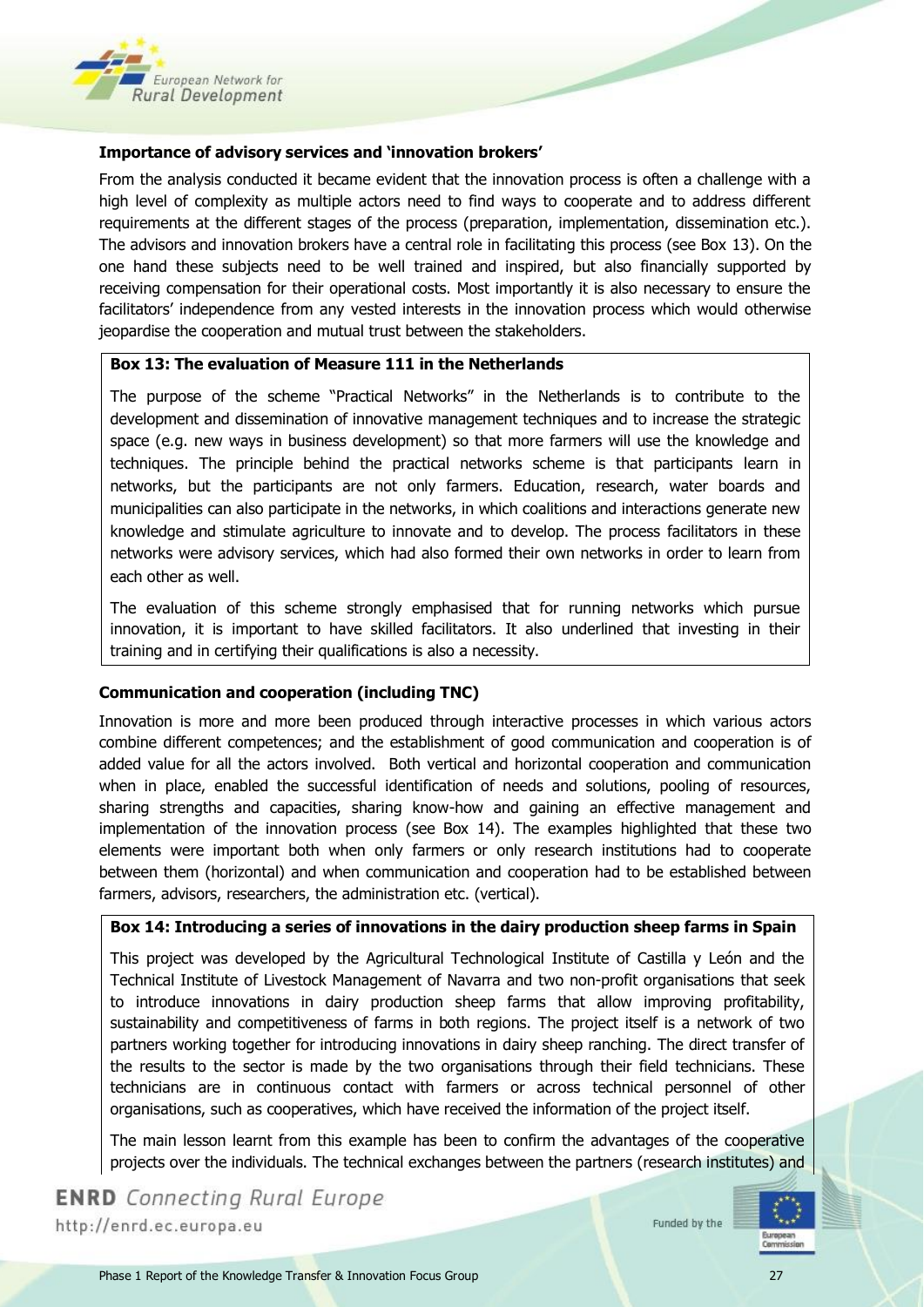**Importance of advisory services and 'innovation brokers'**

From the analysis conducted it became evident that the innovation process is often a challenge with a high level of complexity as multiple actors need to find ways to cooperate and to address different requirements at the different stages of the process (preparation, implementation, dissemination etc.). The advisors and innovation brokers have a central role in facilitating this process (see Box 13). On the one hand these subjects need to be well trained and inspired, but also financially supported by receiving compensation for their operational costs. Most importantly it is also necessary to ensure the facilitators' independence from any vested interests in the innovation process which would otherwise jeopardise the cooperation and mutual trust between the stakeholders.

**Box 13: The evaluation of Measure 111 in the Netherlands**

The purpose of the scheme "Practical Networks" in the Netherlands is to contribute to the development and dissemination of innovative management techniques and to increase the strategic space (e.g. new ways in business development) so that more farmers will use the knowledge and techniques. The principle behind the practical networks scheme is that participants learn in networks, but the participants are not only farmers. Education, research, water boards and municipalities can also participate in the networks, in which coalitions and interactions generate new knowledge and stimulate agriculture to innovate and to develop. The process facilitators in these networks were advisory services, which had also formed their own networks in order to learn from each other as well.

The evaluation of this scheme strongly emphasised that for running networks which pursue innovation, it is important to have skilled facilitators. It also underlined that investing in their training and in certifying their qualifications is also a necessity.

**Communication and cooperation (including TNC)**

Innovation is more and more been produced through interactive processes in which various actors combine different competences; and the establishment of good communication and cooperation is of added value for all the actors involved. Both vertical and horizontal cooperation and communication when in place, enabled the successful identification of needs and solutions, pooling of resources, sharing strengths and capacities, sharing know-how and gaining an effective management and implementation of the innovation process (see Box 14). The examples highlighted that these two elements were important both when only farmers or only research institutions had to cooperate between them (horizontal) and when communication and cooperation had to be established between farmers, advisors, researchers, the administration etc. (vertical).

**Box 14: Introducing a series of innovations in the dairy production sheep farms in Spain**

This project was developed by the Agricultural Technological Institute of Castilla y León and the Technical Institute of Livestock Management of Navarra and two non-profit organisations that seek to introduce innovations in dairy production sheep farms that allow improving profitability, sustainability and competitiveness of farms in both regions. The project itself is a network of two partners working together for introducing innovations in dairy sheep ranching. The direct transfer of the results to the sector is made by the two organisations through their field technicians. These technicians are in continuous contact with farmers or across technical personnel of other organisations, such as cooperatives, which have received the information of the project itself.

The main lesson learnt from this example has been to confirm the advantages of the cooperative projects over the individuals. The technical exchanges between the partners (research institutes) and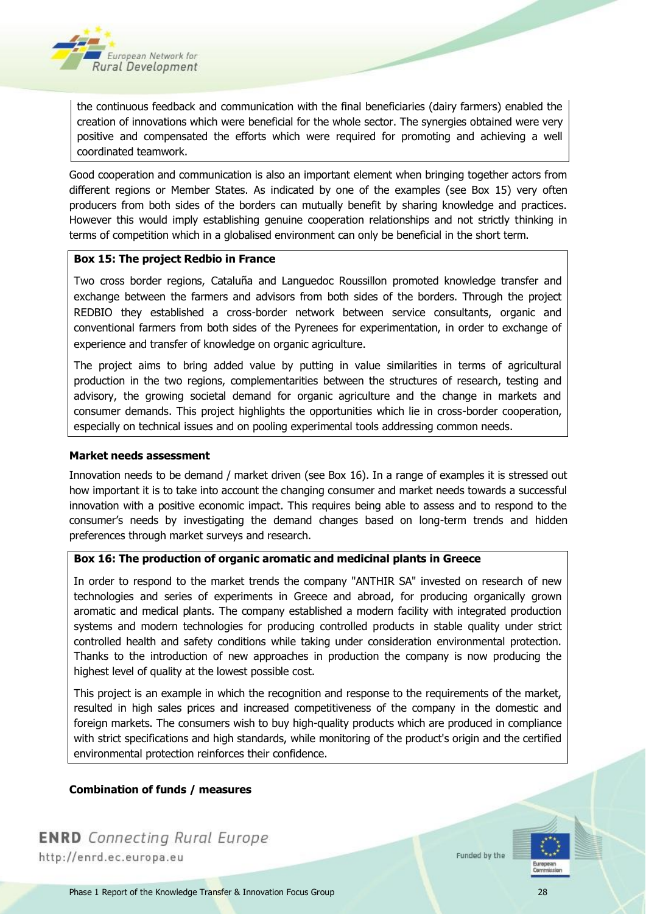the continuous feedback and communication with the final beneficiaries (dairy farmers) enabled the creation of innovations which were beneficial for the whole sector. The synergies obtained were very positive and compensated the efforts which were required for promoting and achieving a well coordinated teamwork.

Good cooperation and communication is also an important element when bringing together actors from different regions or Member States. As indicated by one of the examples (see Box 15) very often producers from both sides of the borders can mutually benefit by sharing knowledge and practices. However this would imply establishing genuine cooperation relationships and not strictly thinking in terms of competition which in a globalised environment can only be beneficial in the short term.

**Box 15: The project Redbio in France**

Two cross border regions, Cataluña and Languedoc Roussillon promoted knowledge transfer and exchange between the farmers and advisors from both sides of the borders. Through the project REDBIO they established a cross-border network between service consultants, organic and conventional farmers from both sides of the Pyrenees for experimentation, in order to exchange of experience and transfer of knowledge on organic agriculture.

The project aims to bring added value by putting in value similarities in terms of agricultural production in the two regions, complementarities between the structures of research, testing and advisory, the growing societal demand for organic agriculture and the change in markets and consumer demands. This project highlights the opportunities which lie in cross-border cooperation, especially on technical issues and on pooling experimental tools addressing common needs.

**Market needs assessment**

Innovation needs to be demand / market driven (see Box 16). In a range of examples it is stressed out how important it is to take into account the changing consumer and market needs towards a successful innovation with a positive economic impact. This requires being able to assess and to respond to the consumer's needs by investigating the demand changes based on long-term trends and hidden preferences through market surveys and research.

**Box 16: The production of organic aromatic and medicinal plants in Greece**

In order to respond to the market trends the company "ANTHIR SA" invested on research of new technologies and series of experiments in Greece and abroad, for producing organically grown aromatic and medical plants. The company established a modern facility with integrated production systems and modern technologies for producing controlled products in stable quality under strict controlled health and safety conditions while taking under consideration environmental protection. Thanks to the introduction of new approaches in production the company is now producing the highest level of quality at the lowest possible cost.

This project is an example in which the recognition and response to the requirements of the market, resulted in high sales prices and increased competitiveness of the company in the domestic and foreign markets. The consumers wish to buy high-quality products which are produced in compliance with strict specifications and high standards, while monitoring of the product's origin and the certified environmental protection reinforces their confidence.

**Combination of funds / measures**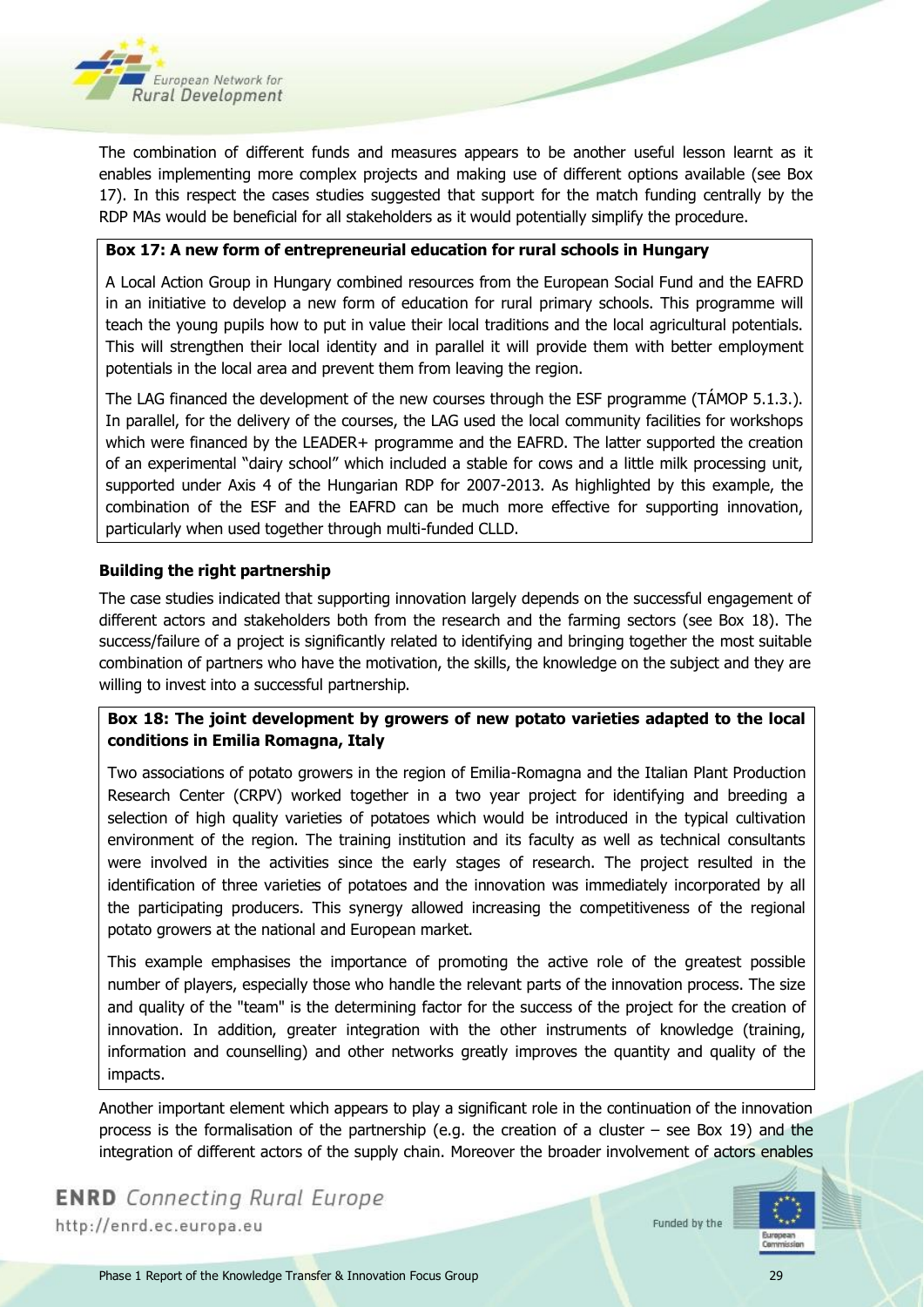The combination of different funds and measures appears to be another useful lesson learnt as it enables implementing more complex projects and making use of different options available (see Box 17). In this respect the cases studies suggested that support for the match funding centrally by the RDP MAs would be beneficial for all stakeholders as it would potentially simplify the procedure.

**Box 17: A new form of entrepreneurial education for rural schools in Hungary**

A Local Action Group in Hungary combined resources from the European Social Fund and the EAFRD in an initiative to develop a new form of education for rural primary schools. This programme will teach the young pupils how to put in value their local traditions and the local agricultural potentials. This will strengthen their local identity and in parallel it will provide them with better employment potentials in the local area and prevent them from leaving the region.

The LAG financed the development of the new courses through the ESF programme (TÁMOP 5.1.3.). In parallel, for the delivery of the courses, the LAG used the local community facilities for workshops which were financed by the LEADER+ programme and the EAFRD. The latter supported the creation of an experimental "dairy school" which included a stable for cows and a little milk processing unit, supported under Axis 4 of the Hungarian RDP for 2007-2013. As highlighted by this example, the combination of the ESF and the EAFRD can be much more effective for supporting innovation, particularly when used together through multi-funded CLLD.

**Building the right partnership**

The case studies indicated that supporting innovation largely depends on the successful engagement of different actors and stakeholders both from the research and the farming sectors (see Box 18). The success/failure of a project is significantly related to identifying and bringing together the most suitable combination of partners who have the motivation, the skills, the knowledge on the subject and they are willing to invest into a successful partnership.

**Box 18: The joint development by growers of new potato varieties adapted to the local conditions in Emilia Romagna, Italy**

Two associations of potato growers in the region of Emilia-Romagna and the Italian Plant Production Research Center (CRPV) worked together in a two year project for identifying and breeding a selection of high quality varieties of potatoes which would be introduced in the typical cultivation environment of the region. The training institution and its faculty as well as technical consultants were involved in the activities since the early stages of research. The project resulted in the identification of three varieties of potatoes and the innovation was immediately incorporated by all the participating producers. This synergy allowed increasing the competitiveness of the regional potato growers at the national and European market.

This example emphasises the importance of promoting the active role of the greatest possible number of players, especially those who handle the relevant parts of the innovation process. The size and quality of the "team" is the determining factor for the success of the project for the creation of innovation. In addition, greater integration with the other instruments of knowledge (training, information and counselling) and other networks greatly improves the quantity and quality of the impacts.

Another important element which appears to play a significant role in the continuation of the innovation process is the formalisation of the partnership (e.g. the creation of a cluster – see Box 19) and the integration of different actors of the supply chain. Moreover the broader involvement of actors enables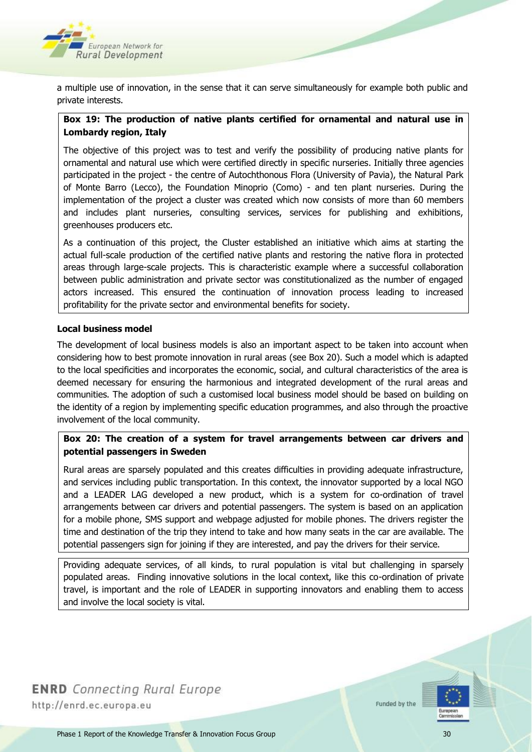a multiple use of innovation, in the sense that it can serve simultaneously for example both public and private interests.

**Box 19: The production of native plants certified for ornamental and natural use in Lombardy region, Italy**

The objective of this project was to test and verify the possibility of producing native plants for ornamental and natural use which were certified directly in specific nurseries. Initially three agencies participated in the project - the centre of Autochthonous Flora (University of Pavia), the Natural Park of Monte Barro (Lecco), the Foundation Minoprio (Como) - and ten plant nurseries. During the implementation of the project a cluster was created which now consists of more than 60 members and includes plant nurseries, consulting services, services for publishing and exhibitions, greenhouses producers etc.

As a continuation of this project, the Cluster established an initiative which aims at starting the actual full-scale production of the certified native plants and restoring the native flora in protected areas through large-scale projects. This is characteristic example where a successful collaboration between public administration and private sector was constitutionalized as the number of engaged actors increased. This ensured the continuation of innovation process leading to increased profitability for the private sector and environmental benefits for society.

**Local business model**

The development of local business models is also an important aspect to be taken into account when considering how to best promote innovation in rural areas (see Box 20). Such a model which is adapted to the local specificities and incorporates the economic, social, and cultural characteristics of the area is deemed necessary for ensuring the harmonious and integrated development of the rural areas and communities. The adoption of such a customised local business model should be based on building on the identity of a region by implementing specific education programmes, and also through the proactive involvement of the local community.

**Box 20: The creation of a system for travel arrangements between car drivers and potential passengers in Sweden**

Rural areas are sparsely populated and this creates difficulties in providing adequate infrastructure, and services including public transportation. In this context, the innovator supported by a local NGO and a LEADER LAG developed a new product, which is a system for co-ordination of travel arrangements between car drivers and potential passengers. The system is based on an application for a mobile phone, SMS support and webpage adjusted for mobile phones. The drivers register the time and destination of the trip they intend to take and how many seats in the car are available. The potential passengers sign for joining if they are interested, and pay the drivers for their service.

Providing adequate services, of all kinds, to rural population is vital but challenging in sparsely populated areas. Finding innovative solutions in the local context, like this co-ordination of private travel, is important and the role of LEADER in supporting innovators and enabling them to access and involve the local society is vital.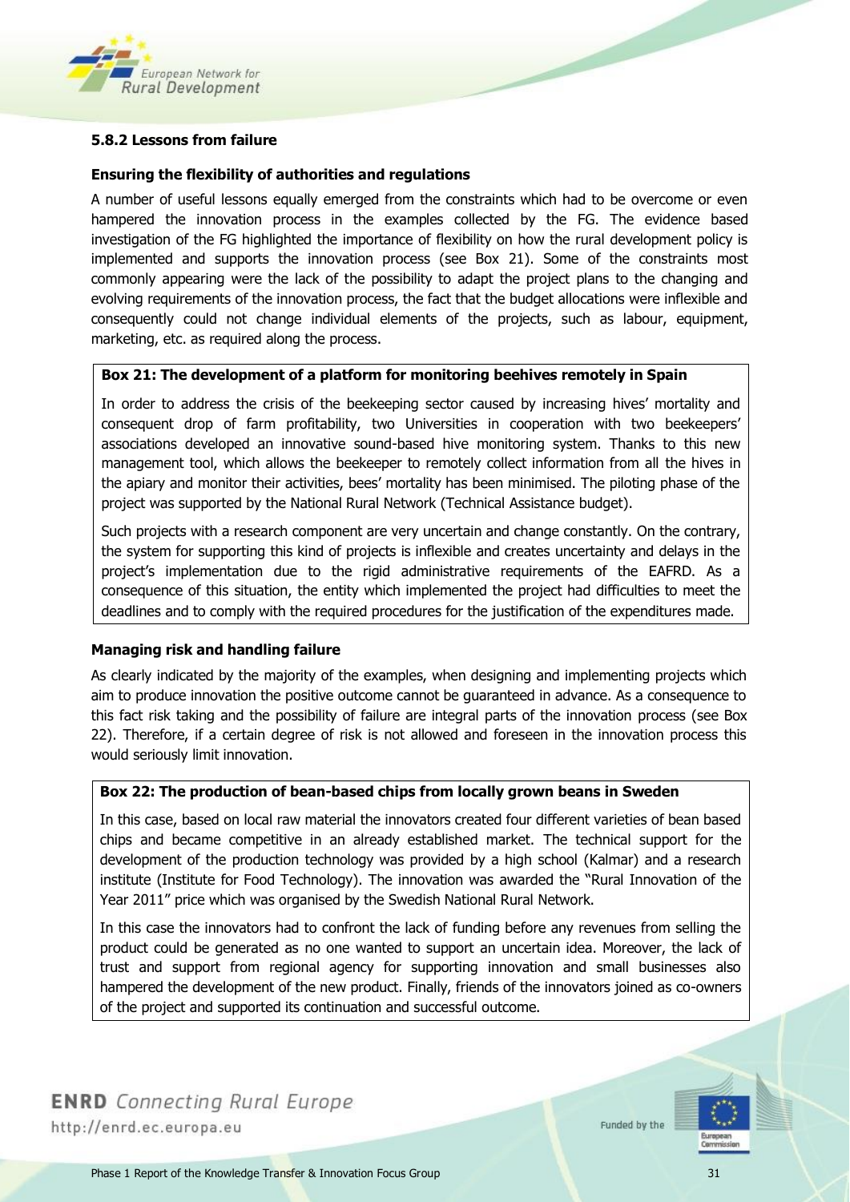### 5.8.2 Lessons from failure

#### Ensuring the flexibility of authorities and regulations

A number of useful lessons equally emerged from the constraints which had to be overcome or even hampered the innovation process in the examples collected by the FG. The evidence based investigation of the FG highlighted the importance of flexibility on how the rural development policy is implemented and supports the innovation process (see Box 21). Some of the constraints most commonly appearing were the lack of the possibility to adapt the project plans to the changing and evolving requirements of the innovation process, the fact that the budget allocations were inflexible and consequently could not change individual elements of the projects, such as labour, equipment, marketing, etc. as required along the process.

> **Box 21: The development of a platform for monitoring beehives remotely in Spain**
>
> In order to address the crisis of the beekeeping sector caused by increasing hives' mortality and consequent drop of farm profitability, two Universities in cooperation with two beekeepers' associations developed an innovative sound-based hive monitoring system. Thanks to this new management tool, which allows the beekeeper to remotely collect information from all the hives in the apiary and monitor their activities, bees' mortality has been minimised. The piloting phase of the project was supported by the National Rural Network (Technical Assistance budget).
>
> Such projects with a research component are very uncertain and change constantly. On the contrary, the system for supporting this kind of projects is inflexible and creates uncertainty and delays in the project's implementation due to the rigid administrative requirements of the EAFRD. As a consequence of this situation, the entity which implemented the project had difficulties to meet the deadlines and to comply with the required procedures for the justification of the expenditures made.

#### Managing risk and handling failure

As clearly indicated by the majority of the examples, when designing and implementing projects which aim to produce innovation the positive outcome cannot be guaranteed in advance. As a consequence to this fact risk taking and the possibility of failure are integral parts of the innovation process (see Box 22). Therefore, if a certain degree of risk is not allowed and foreseen in the innovation process this would seriously limit innovation.

> **Box 22: The production of bean-based chips from locally grown beans in Sweden**
>
> In this case, based on local raw material the innovators created four different varieties of bean based chips and became competitive in an already established market. The technical support for the development of the production technology was provided by a high school (Kalmar) and a research institute (Institute for Food Technology). The innovation was awarded the "Rural Innovation of the Year 2011" price which was organised by the Swedish National Rural Network.
>
> In this case the innovators had to confront the lack of funding before any revenues from selling the product could be generated as no one wanted to support an uncertain idea. Moreover, the lack of trust and support from regional agency for supporting innovation and small businesses also hampered the development of the new product. Finally, friends of the innovators joined as co-owners of the project and supported its continuation and successful outcome.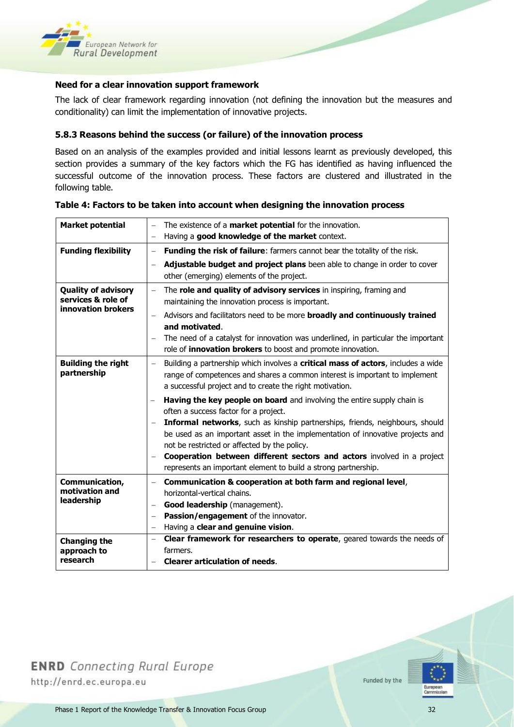**Need for a clear innovation support framework**

The lack of clear framework regarding innovation (not defining the innovation but the measures and conditionality) can limit the implementation of innovative projects.

### 5.8.3 Reasons behind the success (or failure) of the innovation process

Based on an analysis of the examples provided and initial lessons learnt as previously developed, this section provides a summary of the key factors which the FG has identified as having influenced the successful outcome of the innovation process. These factors are clustered and illustrated in the following table.

**Table 4: Factors to be taken into account when designing the innovation process**

| | |
|---|---|
| **Market potential** | – The existence of a **market potential** for the innovation.<br>– Having a **good knowledge of the market** context. |
| **Funding flexibility** | – **Funding the risk of failure**: farmers cannot bear the totality of the risk.<br>– **Adjustable budget and project plans** been able to change in order to cover other (emerging) elements of the project. |
| **Quality of advisory services & role of innovation brokers** | – The **role and quality of advisory services** in inspiring, framing and maintaining the innovation process is important.<br>– Advisors and facilitators need to be more **broadly and continuously trained and motivated**.<br>– The need of a catalyst for innovation was underlined, in particular the important role of **innovation brokers** to boost and promote innovation. |
| **Building the right partnership** | – Building a partnership which involves a **critical mass of actors**, includes a wide range of competences and shares a common interest is important to implement a successful project and to create the right motivation.<br>– **Having the key people on board** and involving the entire supply chain is often a success factor for a project.<br>– **Informal networks**, such as kinship partnerships, friends, neighbours, should be used as an important asset in the implementation of innovative projects and not be restricted or affected by the policy.<br>– **Cooperation between different sectors and actors** involved in a project represents an important element to build a strong partnership. |
| **Communication, motivation and leadership** | – **Communication & cooperation at both farm and regional level**, horizontal-vertical chains.<br>– **Good leadership** (management).<br>– **Passion/engagement** of the innovator.<br>– Having a **clear and genuine vision**. |
| **Changing the approach to research** | – **Clear framework for researchers to operate**, geared towards the needs of farmers.<br>– **Clearer articulation of needs**. |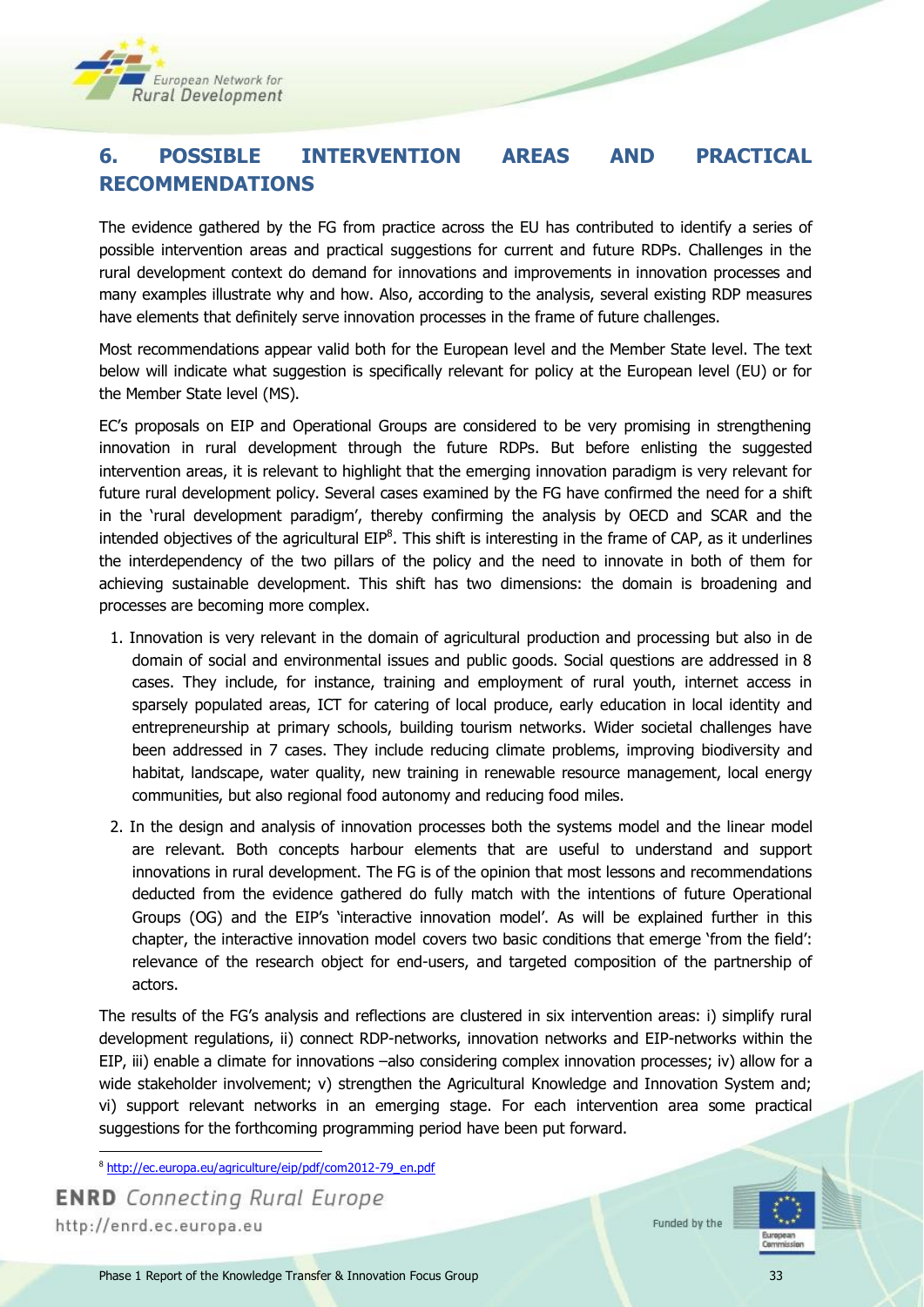## 6. POSSIBLE INTERVENTION AREAS AND PRACTICAL RECOMMENDATIONS

The evidence gathered by the FG from practice across the EU has contributed to identify a series of possible intervention areas and practical suggestions for current and future RDPs. Challenges in the rural development context do demand for innovations and improvements in innovation processes and many examples illustrate why and how. Also, according to the analysis, several existing RDP measures have elements that definitely serve innovation processes in the frame of future challenges.

Most recommendations appear valid both for the European level and the Member State level. The text below will indicate what suggestion is specifically relevant for policy at the European level (EU) or for the Member State level (MS).

EC's proposals on EIP and Operational Groups are considered to be very promising in strengthening innovation in rural development through the future RDPs. But before enlisting the suggested intervention areas, it is relevant to highlight that the emerging innovation paradigm is very relevant for future rural development policy. Several cases examined by the FG have confirmed the need for a shift in the 'rural development paradigm', thereby confirming the analysis by OECD and SCAR and the intended objectives of the agricultural EIP[8]. This shift is interesting in the frame of CAP, as it underlines the interdependency of the two pillars of the policy and the need to innovate in both of them for achieving sustainable development. This shift has two dimensions: the domain is broadening and processes are becoming more complex.

1. Innovation is very relevant in the domain of agricultural production and processing but also in de domain of social and environmental issues and public goods. Social questions are addressed in 8 cases. They include, for instance, training and employment of rural youth, internet access in sparsely populated areas, ICT for catering of local produce, early education in local identity and entrepreneurship at primary schools, building tourism networks. Wider societal challenges have been addressed in 7 cases. They include reducing climate problems, improving biodiversity and habitat, landscape, water quality, new training in renewable resource management, local energy communities, but also regional food autonomy and reducing food miles.
2. In the design and analysis of innovation processes both the systems model and the linear model are relevant. Both concepts harbour elements that are useful to understand and support innovations in rural development. The FG is of the opinion that most lessons and recommendations deducted from the evidence gathered do fully match with the intentions of future Operational Groups (OG) and the EIP's 'interactive innovation model'. As will be explained further in this chapter, the interactive innovation model covers two basic conditions that emerge 'from the field': relevance of the research object for end-users, and targeted composition of the partnership of actors.

The results of the FG's analysis and reflections are clustered in six intervention areas: i) simplify rural development regulations, ii) connect RDP-networks, innovation networks and EIP-networks within the EIP, iii) enable a climate for innovations –also considering complex innovation processes; iv) allow for a wide stakeholder involvement; v) strengthen the Agricultural Knowledge and Innovation System and; vi) support relevant networks in an emerging stage. For each intervention area some practical suggestions for the forthcoming programming period have been put forward.

[8] http://ec.europa.eu/agriculture/eip/pdf/com2012-79_en.pdf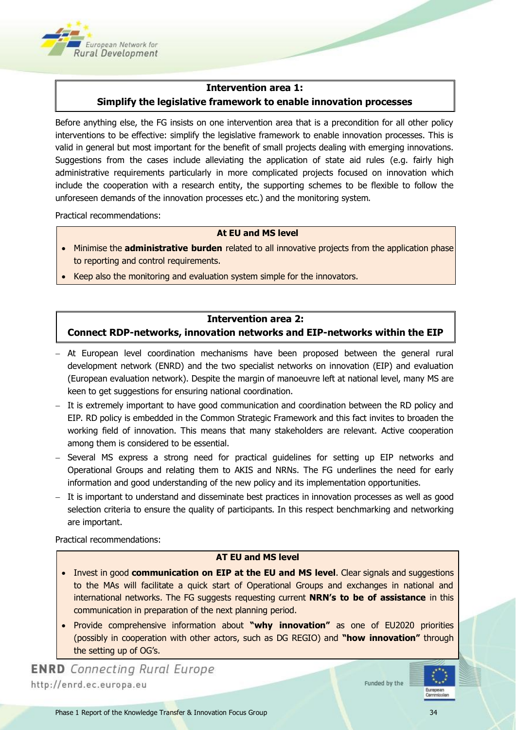## Intervention area 1: Simplify the legislative framework to enable innovation processes

Before anything else, the FG insists on one intervention area that is a precondition for all other policy interventions to be effective: simplify the legislative framework to enable innovation processes. This is valid in general but most important for the benefit of small projects dealing with emerging innovations. Suggestions from the cases include alleviating the application of state aid rules (e.g. fairly high administrative requirements particularly in more complicated projects focused on innovation which include the cooperation with a research entity, the supporting schemes to be flexible to follow the unforeseen demands of the innovation processes etc.) and the monitoring system.

Practical recommendations:

**At EU and MS level**

- Minimise the **administrative burden** related to all innovative projects from the application phase to reporting and control requirements.
- Keep also the monitoring and evaluation system simple for the innovators.

## Intervention area 2: Connect RDP-networks, innovation networks and EIP-networks within the EIP

- At European level coordination mechanisms have been proposed between the general rural development network (ENRD) and the two specialist networks on innovation (EIP) and evaluation (European evaluation network). Despite the margin of manoeuvre left at national level, many MS are keen to get suggestions for ensuring national coordination.
- It is extremely important to have good communication and coordination between the RD policy and EIP. RD policy is embedded in the Common Strategic Framework and this fact invites to broaden the working field of innovation. This means that many stakeholders are relevant. Active cooperation among them is considered to be essential.
- Several MS express a strong need for practical guidelines for setting up EIP networks and Operational Groups and relating them to AKIS and NRNs. The FG underlines the need for early information and good understanding of the new policy and its implementation opportunities.
- It is important to understand and disseminate best practices in innovation processes as well as good selection criteria to ensure the quality of participants. In this respect benchmarking and networking are important.

Practical recommendations:

**AT EU and MS level**

- Invest in good **communication on EIP at the EU and MS level**. Clear signals and suggestions to the MAs will facilitate a quick start of Operational Groups and exchanges in national and international networks. The FG suggests requesting current **NRN's to be of assistance** in this communication in preparation of the next planning period.
- Provide comprehensive information about **"why innovation"** as one of EU2020 priorities (possibly in cooperation with other actors, such as DG REGIO) and **"how innovation"** through the setting up of OG's.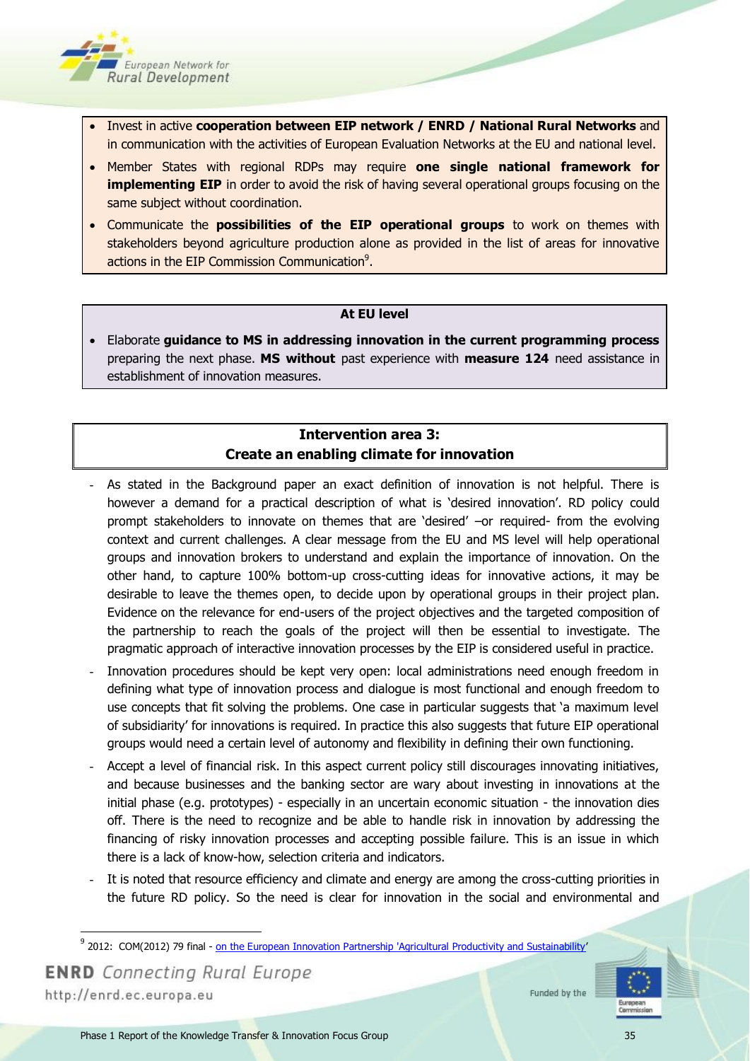- Invest in active **cooperation between EIP network / ENRD / National Rural Networks** and in communication with the activities of European Evaluation Networks at the EU and national level.
- Member States with regional RDPs may require **one single national framework for implementing EIP** in order to avoid the risk of having several operational groups focusing on the same subject without coordination.
- Communicate the **possibilities of the EIP operational groups** to work on themes with stakeholders beyond agriculture production alone as provided in the list of areas for innovative actions in the EIP Commission Communication[9].

**At EU level**

- Elaborate **guidance to MS in addressing innovation in the current programming process** preparing the next phase. **MS without** past experience with **measure 124** need assistance in establishment of innovation measures.

## Intervention area 3: Create an enabling climate for innovation

- As stated in the Background paper an exact definition of innovation is not helpful. There is however a demand for a practical description of what is 'desired innovation'. RD policy could prompt stakeholders to innovate on themes that are 'desired' –or required- from the evolving context and current challenges. A clear message from the EU and MS level will help operational groups and innovation brokers to understand and explain the importance of innovation. On the other hand, to capture 100% bottom-up cross-cutting ideas for innovative actions, it may be desirable to leave the themes open, to decide upon by operational groups in their project plan. Evidence on the relevance for end-users of the project objectives and the targeted composition of the partnership to reach the goals of the project will then be essential to investigate. The pragmatic approach of interactive innovation processes by the EIP is considered useful in practice.
- Innovation procedures should be kept very open: local administrations need enough freedom in defining what type of innovation process and dialogue is most functional and enough freedom to use concepts that fit solving the problems. One case in particular suggests that 'a maximum level of subsidiarity' for innovations is required. In practice this also suggests that future EIP operational groups would need a certain level of autonomy and flexibility in defining their own functioning.
- Accept a level of financial risk. In this aspect current policy still discourages innovating initiatives, and because businesses and the banking sector are wary about investing in innovations at the initial phase (e.g. prototypes) - especially in an uncertain economic situation - the innovation dies off. There is the need to recognize and be able to handle risk in innovation by addressing the financing of risky innovation processes and accepting possible failure. This is an issue in which there is a lack of know-how, selection criteria and indicators.
- It is noted that resource efficiency and climate and energy are among the cross-cutting priorities in the future RD policy. So the need is clear for innovation in the social and environmental and

[9] 2012: COM(2012) 79 final - on the European Innovation Partnership 'Agricultural Productivity and Sustainability'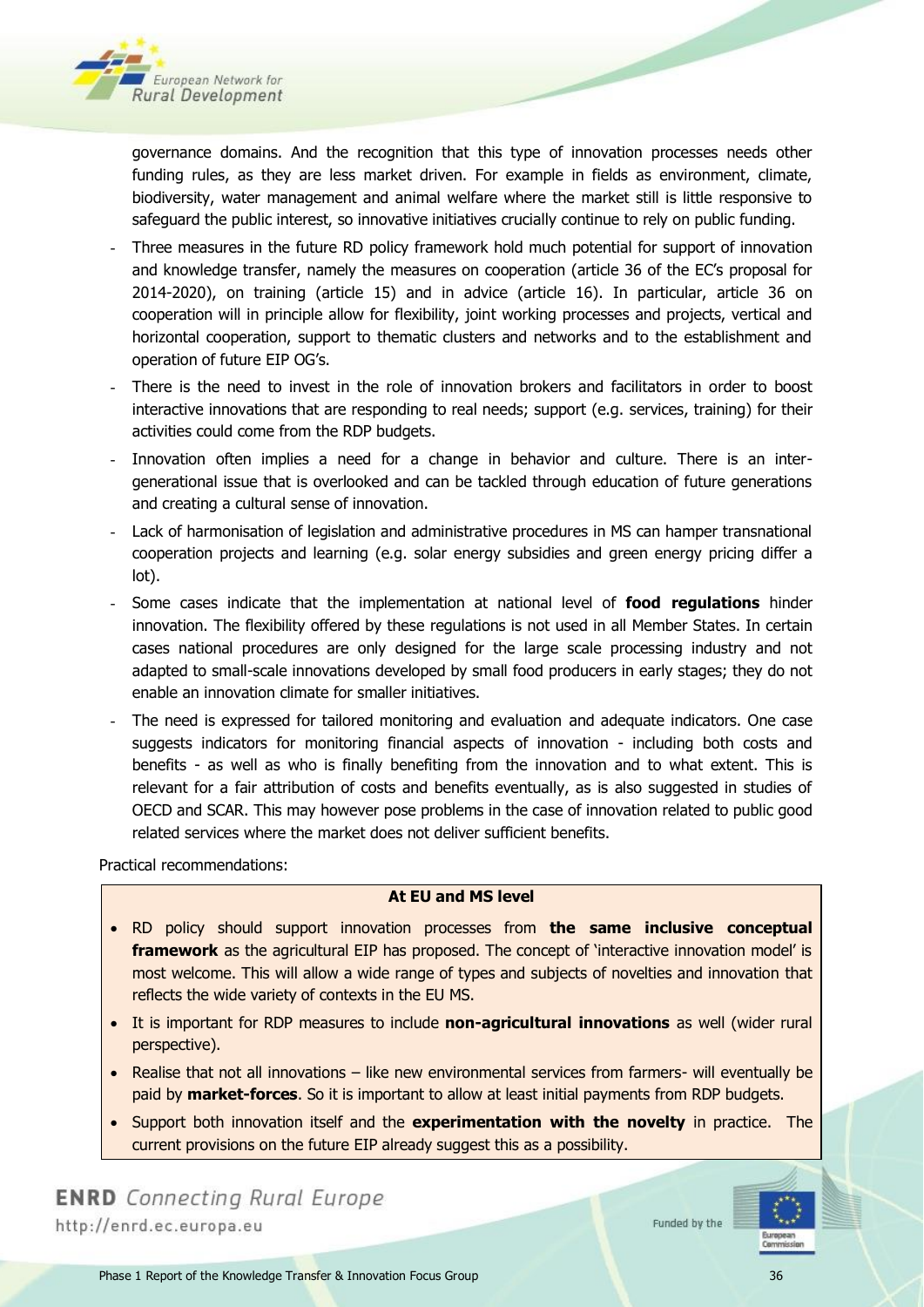governance domains. And the recognition that this type of innovation processes needs other funding rules, as they are less market driven. For example in fields as environment, climate, biodiversity, water management and animal welfare where the market still is little responsive to safeguard the public interest, so innovative initiatives crucially continue to rely on public funding.

- Three measures in the future RD policy framework hold much potential for support of innovation and knowledge transfer, namely the measures on cooperation (article 36 of the EC's proposal for 2014-2020), on training (article 15) and in advice (article 16). In particular, article 36 on cooperation will in principle allow for flexibility, joint working processes and projects, vertical and horizontal cooperation, support to thematic clusters and networks and to the establishment and operation of future EIP OG's.
- There is the need to invest in the role of innovation brokers and facilitators in order to boost interactive innovations that are responding to real needs; support (e.g. services, training) for their activities could come from the RDP budgets.
- Innovation often implies a need for a change in behavior and culture. There is an inter-generational issue that is overlooked and can be tackled through education of future generations and creating a cultural sense of innovation.
- Lack of harmonisation of legislation and administrative procedures in MS can hamper transnational cooperation projects and learning (e.g. solar energy subsidies and green energy pricing differ a lot).
- Some cases indicate that the implementation at national level of **food regulations** hinder innovation. The flexibility offered by these regulations is not used in all Member States. In certain cases national procedures are only designed for the large scale processing industry and not adapted to small-scale innovations developed by small food producers in early stages; they do not enable an innovation climate for smaller initiatives.
- The need is expressed for tailored monitoring and evaluation and adequate indicators. One case suggests indicators for monitoring financial aspects of innovation - including both costs and benefits - as well as who is finally benefiting from the innovation and to what extent. This is relevant for a fair attribution of costs and benefits eventually, as is also suggested in studies of OECD and SCAR. This may however pose problems in the case of innovation related to public good related services where the market does not deliver sufficient benefits.

Practical recommendations:

**At EU and MS level**

- RD policy should support innovation processes from **the same inclusive conceptual framework** as the agricultural EIP has proposed. The concept of 'interactive innovation model' is most welcome. This will allow a wide range of types and subjects of novelties and innovation that reflects the wide variety of contexts in the EU MS.
- It is important for RDP measures to include **non-agricultural innovations** as well (wider rural perspective).
- Realise that not all innovations – like new environmental services from farmers- will eventually be paid by **market-forces**. So it is important to allow at least initial payments from RDP budgets.
- Support both innovation itself and the **experimentation with the novelty** in practice. The current provisions on the future EIP already suggest this as a possibility.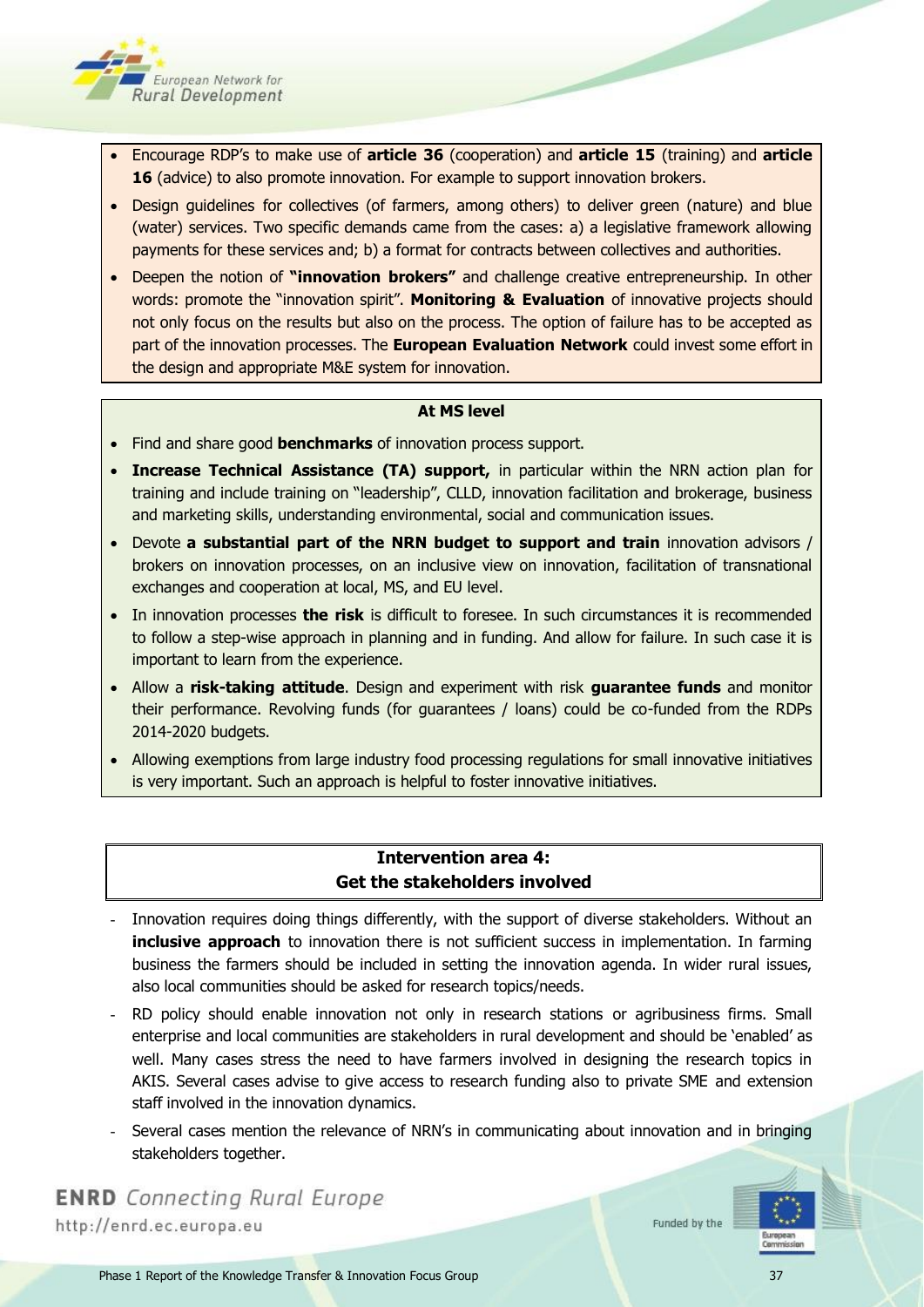- Encourage RDP's to make use of **article 36** (cooperation) and **article 15** (training) and **article 16** (advice) to also promote innovation. For example to support innovation brokers.
- Design guidelines for collectives (of farmers, among others) to deliver green (nature) and blue (water) services. Two specific demands came from the cases: a) a legislative framework allowing payments for these services and; b) a format for contracts between collectives and authorities.
- Deepen the notion of **"innovation brokers"** and challenge creative entrepreneurship. In other words: promote the "innovation spirit". **Monitoring & Evaluation** of innovative projects should not only focus on the results but also on the process. The option of failure has to be accepted as part of the innovation processes. The **European Evaluation Network** could invest some effort in the design and appropriate M&E system for innovation.

**At MS level**

- Find and share good **benchmarks** of innovation process support.
- **Increase Technical Assistance (TA) support,** in particular within the NRN action plan for training and include training on "leadership", CLLD, innovation facilitation and brokerage, business and marketing skills, understanding environmental, social and communication issues.
- Devote **a substantial part of the NRN budget to support and train** innovation advisors / brokers on innovation processes, on an inclusive view on innovation, facilitation of transnational exchanges and cooperation at local, MS, and EU level.
- In innovation processes **the risk** is difficult to foresee. In such circumstances it is recommended to follow a step-wise approach in planning and in funding. And allow for failure. In such case it is important to learn from the experience.
- Allow a **risk-taking attitude**. Design and experiment with risk **guarantee funds** and monitor their performance. Revolving funds (for guarantees / loans) could be co-funded from the RDPs 2014-2020 budgets.
- Allowing exemptions from large industry food processing regulations for small innovative initiatives is very important. Such an approach is helpful to foster innovative initiatives.

## Intervention area 4: Get the stakeholders involved

- Innovation requires doing things differently, with the support of diverse stakeholders. Without an **inclusive approach** to innovation there is not sufficient success in implementation. In farming business the farmers should be included in setting the innovation agenda. In wider rural issues, also local communities should be asked for research topics/needs.
- RD policy should enable innovation not only in research stations or agribusiness firms. Small enterprise and local communities are stakeholders in rural development and should be 'enabled' as well. Many cases stress the need to have farmers involved in designing the research topics in AKIS. Several cases advise to give access to research funding also to private SME and extension staff involved in the innovation dynamics.
- Several cases mention the relevance of NRN's in communicating about innovation and in bringing stakeholders together.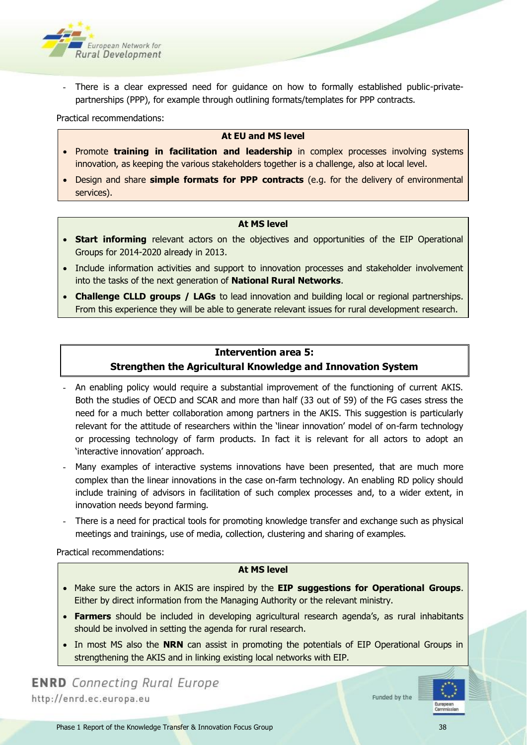- There is a clear expressed need for guidance on how to formally established public-private-partnerships (PPP), for example through outlining formats/templates for PPP contracts.

Practical recommendations:

**At EU and MS level**

- Promote **training in facilitation and leadership** in complex processes involving systems innovation, as keeping the various stakeholders together is a challenge, also at local level.
- Design and share **simple formats for PPP contracts** (e.g. for the delivery of environmental services).

**At MS level**

- **Start informing** relevant actors on the objectives and opportunities of the EIP Operational Groups for 2014-2020 already in 2013.
- Include information activities and support to innovation processes and stakeholder involvement into the tasks of the next generation of **National Rural Networks**.
- **Challenge CLLD groups / LAGs** to lead innovation and building local or regional partnerships. From this experience they will be able to generate relevant issues for rural development research.

## Intervention area 5: Strengthen the Agricultural Knowledge and Innovation System

- An enabling policy would require a substantial improvement of the functioning of current AKIS. Both the studies of OECD and SCAR and more than half (33 out of 59) of the FG cases stress the need for a much better collaboration among partners in the AKIS. This suggestion is particularly relevant for the attitude of researchers within the 'linear innovation' model of on-farm technology or processing technology of farm products. In fact it is relevant for all actors to adopt an 'interactive innovation' approach.
- Many examples of interactive systems innovations have been presented, that are much more complex than the linear innovations in the case on-farm technology. An enabling RD policy should include training of advisors in facilitation of such complex processes and, to a wider extent, in innovation needs beyond farming.
- There is a need for practical tools for promoting knowledge transfer and exchange such as physical meetings and trainings, use of media, collection, clustering and sharing of examples.

Practical recommendations:

**At MS level**

- Make sure the actors in AKIS are inspired by the **EIP suggestions for Operational Groups**. Either by direct information from the Managing Authority or the relevant ministry.
- **Farmers** should be included in developing agricultural research agenda's, as rural inhabitants should be involved in setting the agenda for rural research.
- In most MS also the **NRN** can assist in promoting the potentials of EIP Operational Groups in strengthening the AKIS and in linking existing local networks with EIP.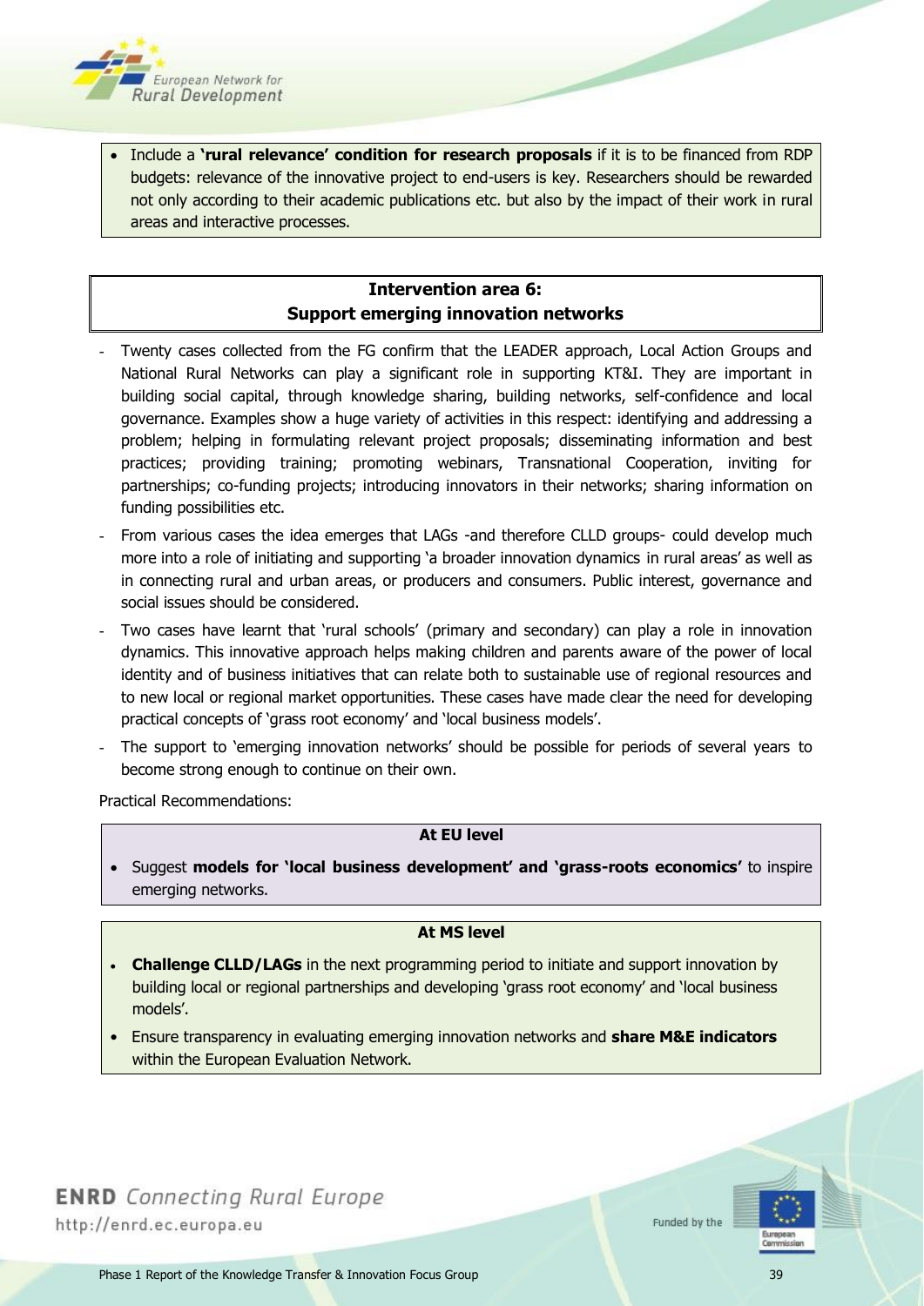- Include a **'rural relevance' condition for research proposals** if it is to be financed from RDP budgets: relevance of the innovative project to end-users is key. Researchers should be rewarded not only according to their academic publications etc. but also by the impact of their work in rural areas and interactive processes.

## Intervention area 6: Support emerging innovation networks

- Twenty cases collected from the FG confirm that the LEADER approach, Local Action Groups and National Rural Networks can play a significant role in supporting KT&I. They are important in building social capital, through knowledge sharing, building networks, self-confidence and local governance. Examples show a huge variety of activities in this respect: identifying and addressing a problem; helping in formulating relevant project proposals; disseminating information and best practices; providing training; promoting webinars, Transnational Cooperation, inviting for partnerships; co-funding projects; introducing innovators in their networks; sharing information on funding possibilities etc.
- From various cases the idea emerges that LAGs -and therefore CLLD groups- could develop much more into a role of initiating and supporting 'a broader innovation dynamics in rural areas' as well as in connecting rural and urban areas, or producers and consumers. Public interest, governance and social issues should be considered.
- Two cases have learnt that 'rural schools' (primary and secondary) can play a role in innovation dynamics. This innovative approach helps making children and parents aware of the power of local identity and of business initiatives that can relate both to sustainable use of regional resources and to new local or regional market opportunities. These cases have made clear the need for developing practical concepts of 'grass root economy' and 'local business models'.
- The support to 'emerging innovation networks' should be possible for periods of several years to become strong enough to continue on their own.

Practical Recommendations:

**At EU level**

- Suggest **models for 'local business development' and 'grass-roots economics'** to inspire emerging networks.

**At MS level**

- **Challenge CLLD/LAGs** in the next programming period to initiate and support innovation by building local or regional partnerships and developing 'grass root economy' and 'local business models'.
- Ensure transparency in evaluating emerging innovation networks and **share M&E indicators** within the European Evaluation Network.